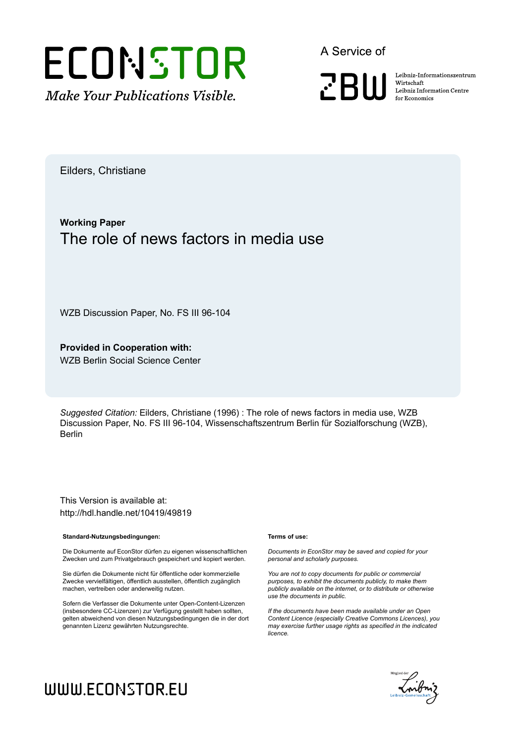ECONSTOR

*Make Your Publications Visible.*

A Service of

ZBW

Leibniz-Informationszentrum Wirtschaft
Leibniz Information Centre for Economics

Eilders, Christiane

**Working Paper**

# The role of news factors in media use

WZB Discussion Paper, No. FS III 96-104

**Provided in Cooperation with:**
WZB Berlin Social Science Center

*Suggested Citation:* Eilders, Christiane (1996) : The role of news factors in media use, WZB Discussion Paper, No. FS III 96-104, Wissenschaftszentrum Berlin für Sozialforschung (WZB), Berlin

This Version is available at:
http://hdl.handle.net/10419/49819

**Standard-Nutzungsbedingungen:**

Die Dokumente auf EconStor dürfen zu eigenen wissenschaftlichen Zwecken und zum Privatgebrauch gespeichert und kopiert werden.

Sie dürfen die Dokumente nicht für öffentliche oder kommerzielle Zwecke vervielfältigen, öffentlich ausstellen, öffentlich zugänglich machen, vertreiben oder anderweitig nutzen.

Sofern die Verfasser die Dokumente unter Open-Content-Lizenzen (insbesondere CC-Lizenzen) zur Verfügung gestellt haben sollten, gelten abweichend von diesen Nutzungsbedingungen die in der dort genannten Lizenz gewährten Nutzungsrechte.

**Terms of use:**

*Documents in EconStor may be saved and copied for your personal and scholarly purposes.*

*You are not to copy documents for public or commercial purposes, to exhibit the documents publicly, to make them publicly available on the internet, or to distribute or otherwise use the documents in public.*

*If the documents have been made available under an Open Content Licence (especially Creative Commons Licences), you may exercise further usage rights as specified in the indicated licence.*

WWW.ECONSTOR.EU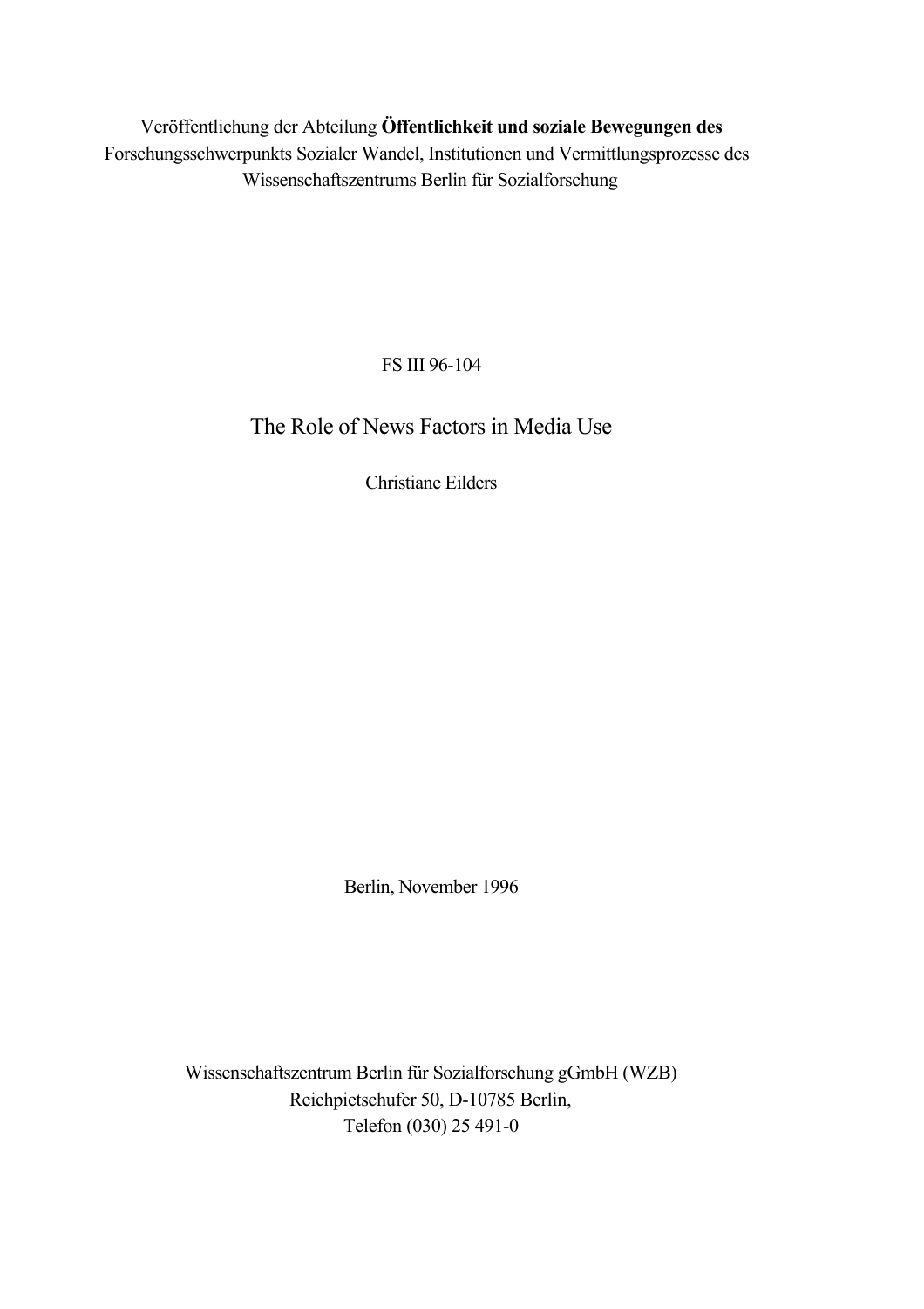Veröffentlichung der Abteilung **Öffentlichkeit und soziale Bewegungen des** Forschungsschwerpunkts Sozialer Wandel, Institutionen und Vermittlungsprozesse des Wissenschaftszentrums Berlin für Sozialforschung

FS III 96-104

# The Role of News Factors in Media Use

Christiane Eilders

Berlin, November 1996

Wissenschaftszentrum Berlin für Sozialforschung gGmbH (WZB)
Reichpietschufer 50, D-10785 Berlin,
Telefon (030) 25 491-0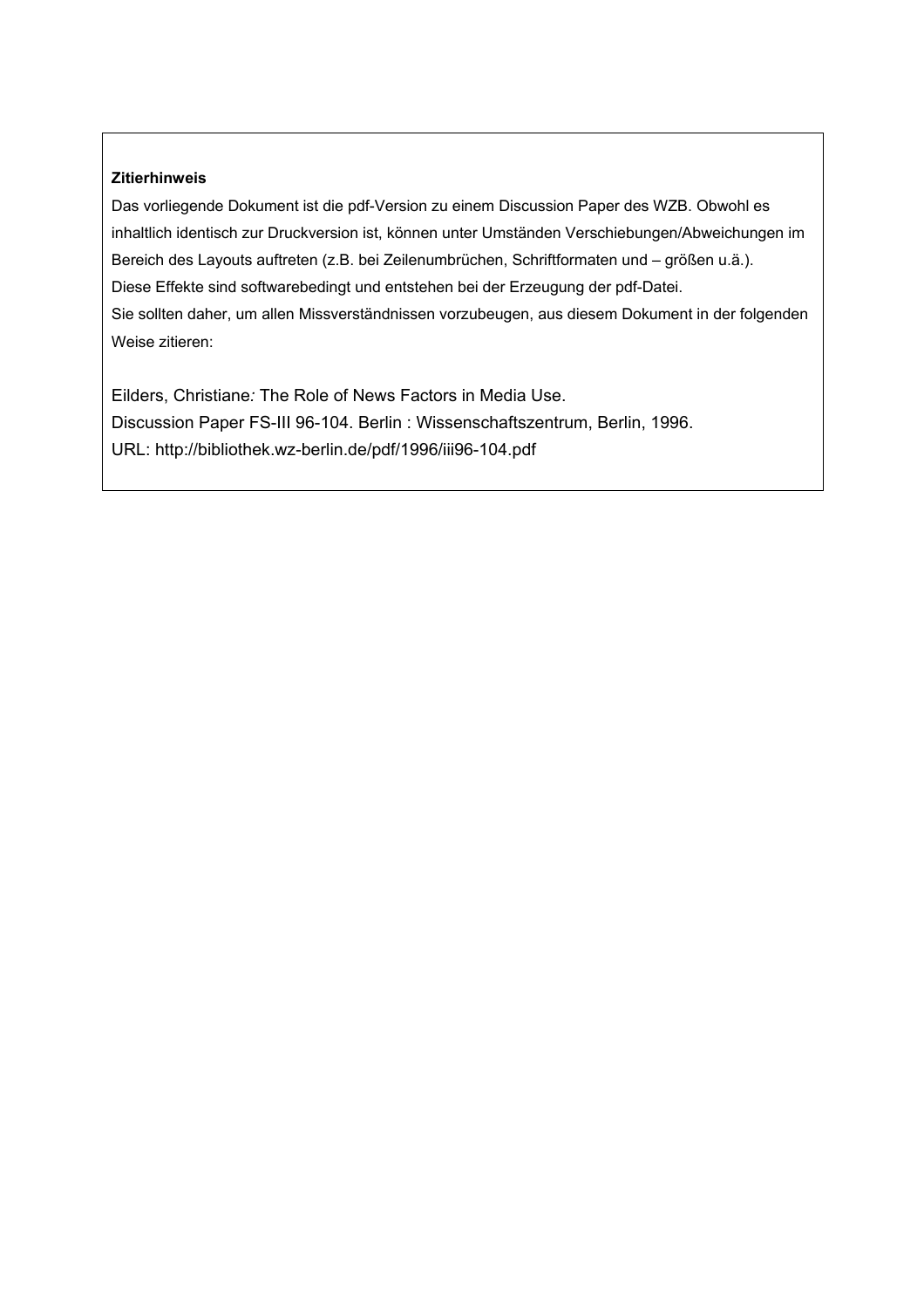**Zitierhinweis**

Das vorliegende Dokument ist die pdf-Version zu einem Discussion Paper des WZB. Obwohl es inhaltlich identisch zur Druckversion ist, können unter Umständen Verschiebungen/Abweichungen im Bereich des Layouts auftreten (z.B. bei Zeilenumbrüchen, Schriftformaten und – größen u.ä.). Diese Effekte sind softwarebedingt und entstehen bei der Erzeugung der pdf-Datei. Sie sollten daher, um allen Missverständnissen vorzubeugen, aus diesem Dokument in der folgenden Weise zitieren:

Eilders, Christiane*:* The Role of News Factors in Media Use.
Discussion Paper FS-III 96-104. Berlin : Wissenschaftszentrum, Berlin, 1996.
URL: http://bibliothek.wz-berlin.de/pdf/1996/iii96-104.pdf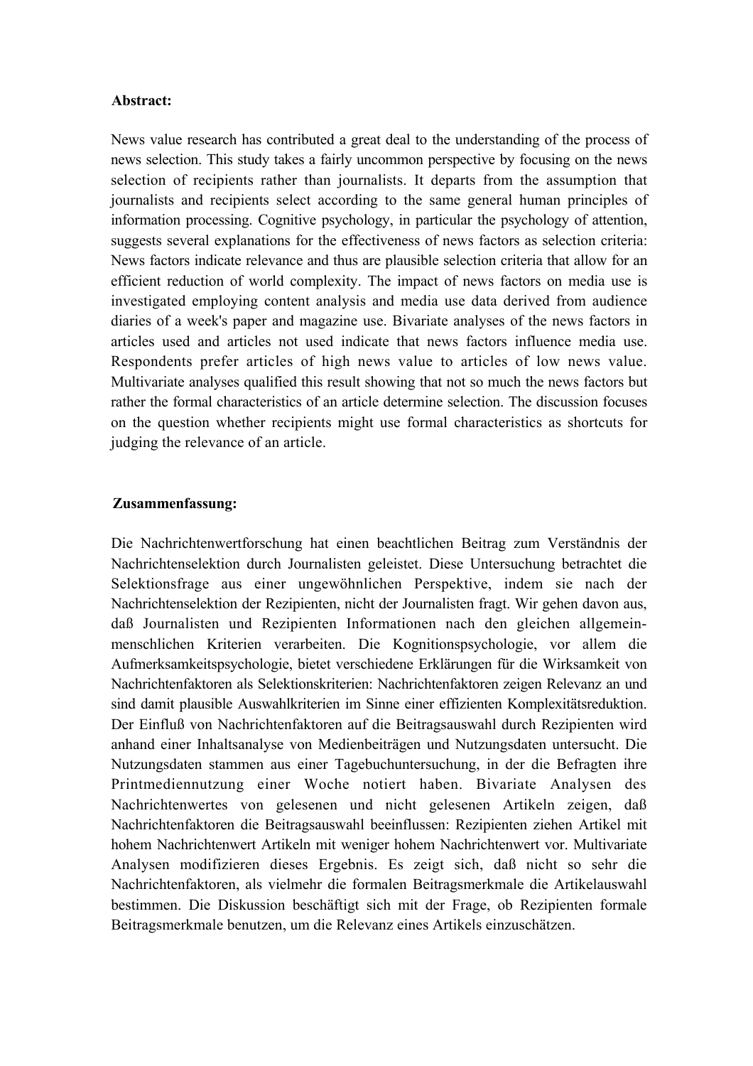**Abstract:**

News value research has contributed a great deal to the understanding of the process of news selection. This study takes a fairly uncommon perspective by focusing on the news selection of recipients rather than journalists. It departs from the assumption that journalists and recipients select according to the same general human principles of information processing. Cognitive psychology, in particular the psychology of attention, suggests several explanations for the effectiveness of news factors as selection criteria: News factors indicate relevance and thus are plausible selection criteria that allow for an efficient reduction of world complexity. The impact of news factors on media use is investigated employing content analysis and media use data derived from audience diaries of a week's paper and magazine use. Bivariate analyses of the news factors in articles used and articles not used indicate that news factors influence media use. Respondents prefer articles of high news value to articles of low news value. Multivariate analyses qualified this result showing that not so much the news factors but rather the formal characteristics of an article determine selection. The discussion focuses on the question whether recipients might use formal characteristics as shortcuts for judging the relevance of an article.

**Zusammenfassung:**

Die Nachrichtenwertforschung hat einen beachtlichen Beitrag zum Verständnis der Nachrichtenselektion durch Journalisten geleistet. Diese Untersuchung betrachtet die Selektionsfrage aus einer ungewöhnlichen Perspektive, indem sie nach der Nachrichtenselektion der Rezipienten, nicht der Journalisten fragt. Wir gehen davon aus, daß Journalisten und Rezipienten Informationen nach den gleichen allgemein-menschlichen Kriterien verarbeiten. Die Kognitionspsychologie, vor allem die Aufmerksamkeitspsychologie, bietet verschiedene Erklärungen für die Wirksamkeit von Nachrichtenfaktoren als Selektionskriterien: Nachrichtenfaktoren zeigen Relevanz an und sind damit plausible Auswahlkriterien im Sinne einer effizienten Komplexitätsreduktion. Der Einfluß von Nachrichtenfaktoren auf die Beitragsauswahl durch Rezipienten wird anhand einer Inhaltsanalyse von Medienbeiträgen und Nutzungsdaten untersucht. Die Nutzungsdaten stammen aus einer Tagebuchuntersuchung, in der die Befragten ihre Printmediennutzung einer Woche notiert haben. Bivariate Analysen des Nachrichtenwertes von gelesenen und nicht gelesenen Artikeln zeigen, daß Nachrichtenfaktoren die Beitragsauswahl beeinflussen: Rezipienten ziehen Artikel mit hohem Nachrichtenwert Artikeln mit weniger hohem Nachrichtenwert vor. Multivariate Analysen modifizieren dieses Ergebnis. Es zeigt sich, daß nicht so sehr die Nachrichtenfaktoren, als vielmehr die formalen Beitragsmerkmale die Artikelauswahl bestimmen. Die Diskussion beschäftigt sich mit der Frage, ob Rezipienten formale Beitragsmerkmale benutzen, um die Relevanz eines Artikels einzuschätzen.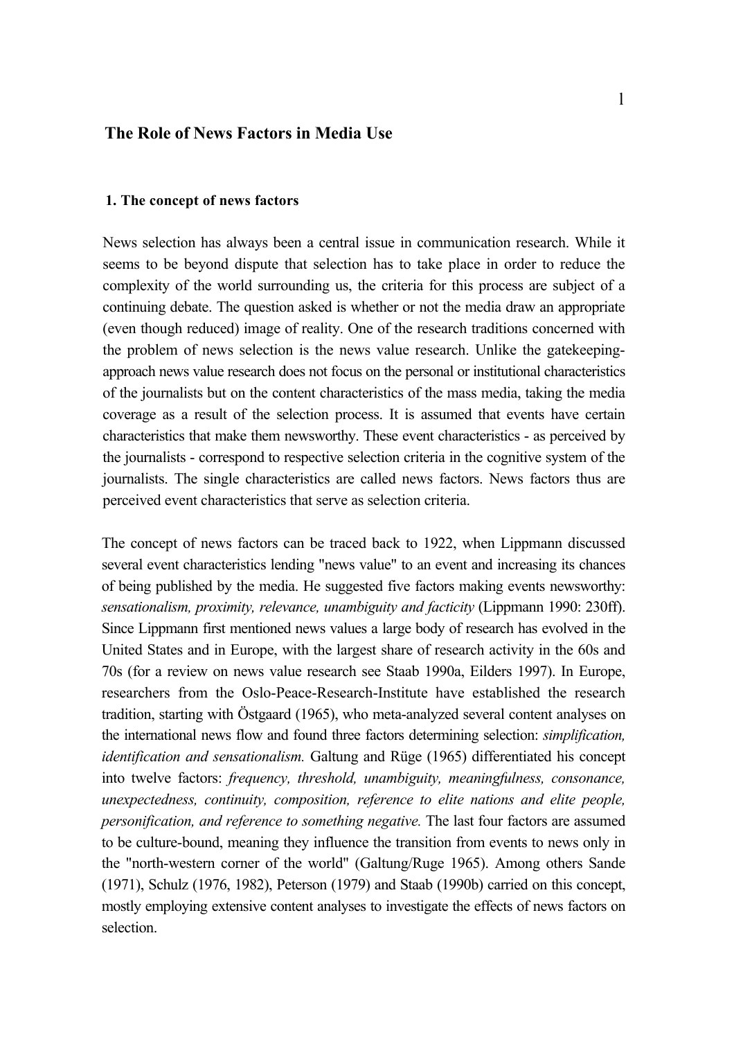# The Role of News Factors in Media Use

## 1. The concept of news factors

News selection has always been a central issue in communication research. While it seems to be beyond dispute that selection has to take place in order to reduce the complexity of the world surrounding us, the criteria for this process are subject of a continuing debate. The question asked is whether or not the media draw an appropriate (even though reduced) image of reality. One of the research traditions concerned with the problem of news selection is the news value research. Unlike the gatekeeping-approach news value research does not focus on the personal or institutional characteristics of the journalists but on the content characteristics of the mass media, taking the media coverage as a result of the selection process. It is assumed that events have certain characteristics that make them newsworthy. These event characteristics - as perceived by the journalists - correspond to respective selection criteria in the cognitive system of the journalists. The single characteristics are called news factors. News factors thus are perceived event characteristics that serve as selection criteria.

The concept of news factors can be traced back to 1922, when Lippmann discussed several event characteristics lending "news value" to an event and increasing its chances of being published by the media. He suggested five factors making events newsworthy: *sensationalism, proximity, relevance, unambiguity and facticity* (Lippmann 1990: 230ff). Since Lippmann first mentioned news values a large body of research has evolved in the United States and in Europe, with the largest share of research activity in the 60s and 70s (for a review on news value research see Staab 1990a, Eilders 1997). In Europe, researchers from the Oslo-Peace-Research-Institute have established the research tradition, starting with Östgaard (1965), who meta-analyzed several content analyses on the international news flow and found three factors determining selection: *simplification, identification and sensationalism.* Galtung and Rüge (1965) differentiated his concept into twelve factors: *frequency, threshold, unambiguity, meaningfulness, consonance, unexpectedness, continuity, composition, reference to elite nations and elite people, personification, and reference to something negative.* The last four factors are assumed to be culture-bound, meaning they influence the transition from events to news only in the "north-western corner of the world" (Galtung/Ruge 1965). Among others Sande (1971), Schulz (1976, 1982), Peterson (1979) and Staab (1990b) carried on this concept, mostly employing extensive content analyses to investigate the effects of news factors on selection.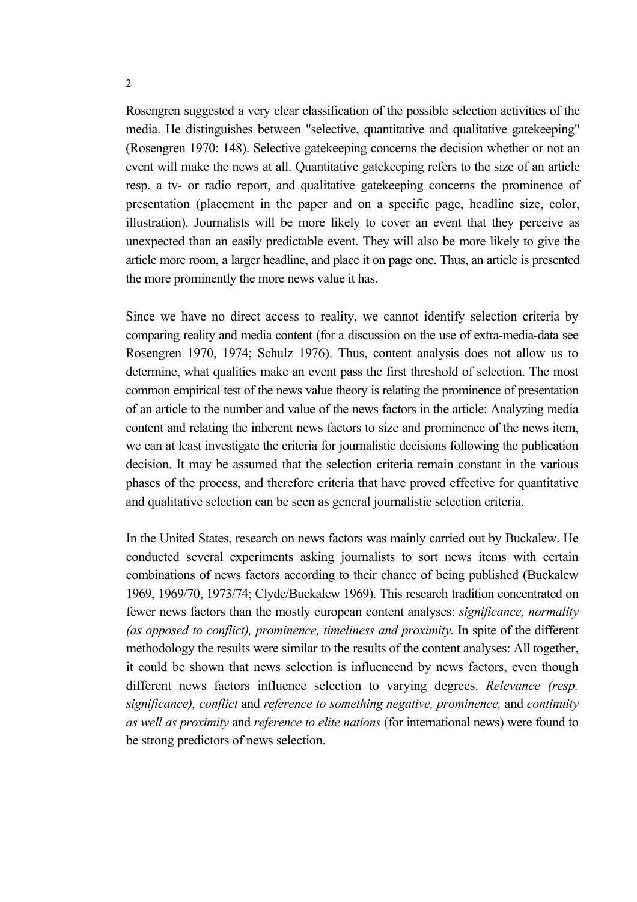Rosengren suggested a very clear classification of the possible selection activities of the media. He distinguishes between "selective, quantitative and qualitative gatekeeping" (Rosengren 1970: 148). Selective gatekeeping concerns the decision whether or not an event will make the news at all. Quantitative gatekeeping refers to the size of an article resp. a tv- or radio report, and qualitative gatekeeping concerns the prominence of presentation (placement in the paper and on a specific page, headline size, color, illustration). Journalists will be more likely to cover an event that they perceive as unexpected than an easily predictable event. They will also be more likely to give the article more room, a larger headline, and place it on page one. Thus, an article is presented the more prominently the more news value it has.

Since we have no direct access to reality, we cannot identify selection criteria by comparing reality and media content (for a discussion on the use of extra-media-data see Rosengren 1970, 1974; Schulz 1976). Thus, content analysis does not allow us to determine, what qualities make an event pass the first threshold of selection. The most common empirical test of the news value theory is relating the prominence of presentation of an article to the number and value of the news factors in the article: Analyzing media content and relating the inherent news factors to size and prominence of the news item, we can at least investigate the criteria for journalistic decisions following the publication decision. It may be assumed that the selection criteria remain constant in the various phases of the process, and therefore criteria that have proved effective for quantitative and qualitative selection can be seen as general journalistic selection criteria.

In the United States, research on news factors was mainly carried out by Buckalew. He conducted several experiments asking journalists to sort news items with certain combinations of news factors according to their chance of being published (Buckalew 1969, 1969/70, 1973/74; Clyde/Buckalew 1969). This research tradition concentrated on fewer news factors than the mostly european content analyses: *significance, normality (as opposed to conflict), prominence, timeliness and proximity*. In spite of the different methodology the results were similar to the results of the content analyses: All together, it could be shown that news selection is influencend by news factors, even though different news factors influence selection to varying degrees. *Relevance (resp. significance), conflict* and *reference to something negative, prominence,* and *continuity as well as proximity* and *reference to elite nations* (for international news) were found to be strong predictors of news selection.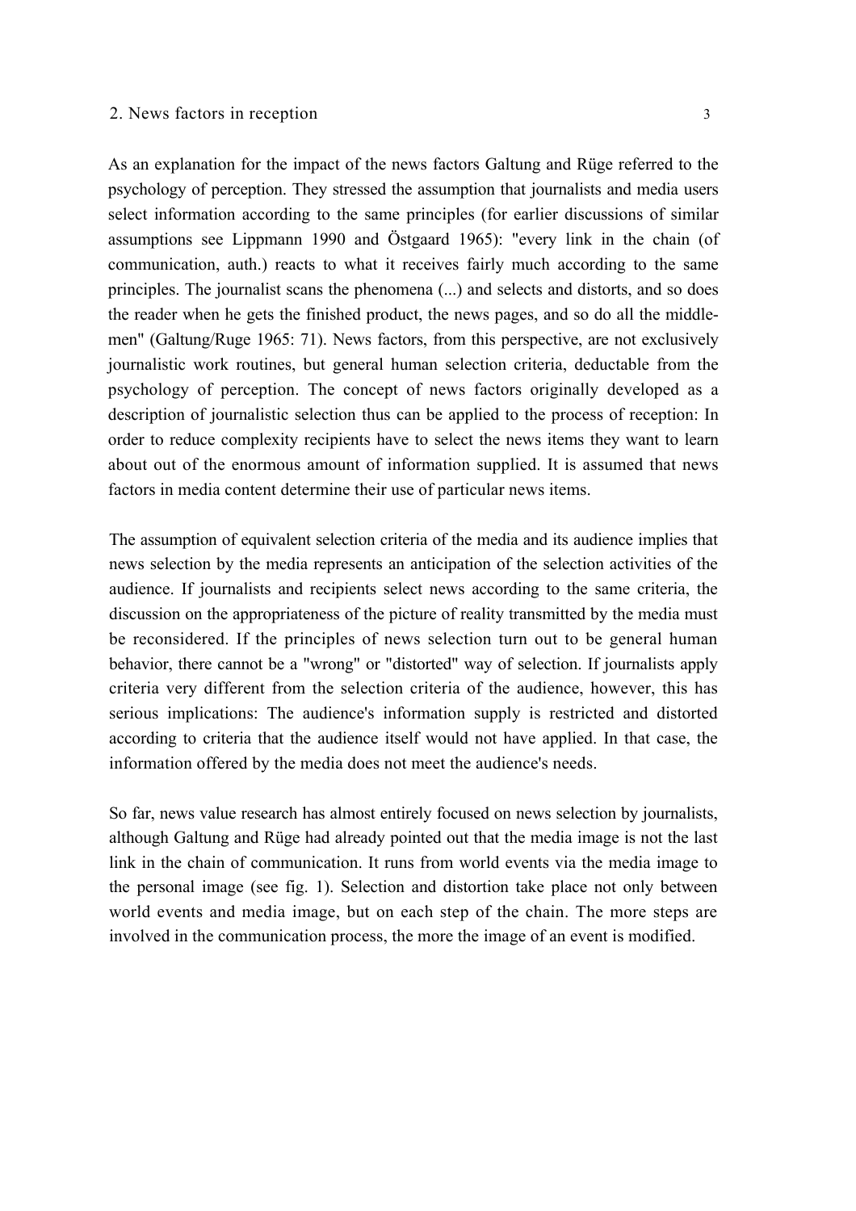## 2. News factors in reception

As an explanation for the impact of the news factors Galtung and Rüge referred to the psychology of perception. They stressed the assumption that journalists and media users select information according to the same principles (for earlier discussions of similar assumptions see Lippmann 1990 and Östgaard 1965): "every link in the chain (of communication, auth.) reacts to what it receives fairly much according to the same principles. The journalist scans the phenomena (...) and selects and distorts, and so does the reader when he gets the finished product, the news pages, and so do all the middle-men" (Galtung/Ruge 1965: 71). News factors, from this perspective, are not exclusively journalistic work routines, but general human selection criteria, deductable from the psychology of perception. The concept of news factors originally developed as a description of journalistic selection thus can be applied to the process of reception: In order to reduce complexity recipients have to select the news items they want to learn about out of the enormous amount of information supplied. It is assumed that news factors in media content determine their use of particular news items.

The assumption of equivalent selection criteria of the media and its audience implies that news selection by the media represents an anticipation of the selection activities of the audience. If journalists and recipients select news according to the same criteria, the discussion on the appropriateness of the picture of reality transmitted by the media must be reconsidered. If the principles of news selection turn out to be general human behavior, there cannot be a "wrong" or "distorted" way of selection. If journalists apply criteria very different from the selection criteria of the audience, however, this has serious implications: The audience's information supply is restricted and distorted according to criteria that the audience itself would not have applied. In that case, the information offered by the media does not meet the audience's needs.

So far, news value research has almost entirely focused on news selection by journalists, although Galtung and Rüge had already pointed out that the media image is not the last link in the chain of communication. It runs from world events via the media image to the personal image (see fig. 1). Selection and distortion take place not only between world events and media image, but on each step of the chain. The more steps are involved in the communication process, the more the image of an event is modified.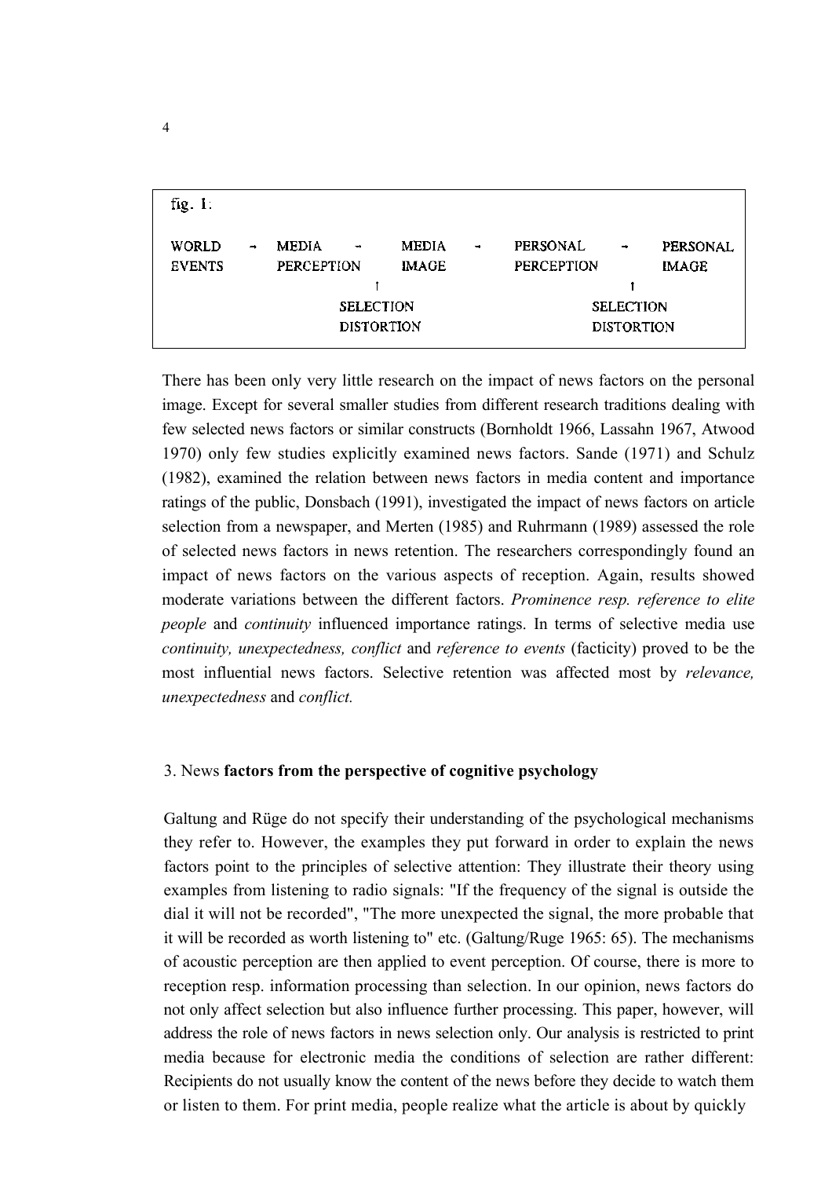fig. 1:

```
WORLD    →  MEDIA       →  MEDIA   →  PERSONAL     →  PERSONAL
EVENTS      PERCEPTION     IMAGE      PERCEPTION      IMAGE
                 ↑                         ↑
             SELECTION                 SELECTION
             DISTORTION                DISTORTION
```

There has been only very little research on the impact of news factors on the personal image. Except for several smaller studies from different research traditions dealing with few selected news factors or similar constructs (Bornholdt 1966, Lassahn 1967, Atwood 1970) only few studies explicitly examined news factors. Sande (1971) and Schulz (1982), examined the relation between news factors in media content and importance ratings of the public, Donsbach (1991), investigated the impact of news factors on article selection from a newspaper, and Merten (1985) and Ruhrmann (1989) assessed the role of selected news factors in news retention. The researchers correspondingly found an impact of news factors on the various aspects of reception. Again, results showed moderate variations between the different factors. *Prominence resp. reference to elite people* and *continuity* influenced importance ratings. In terms of selective media use *continuity, unexpectedness, conflict* and *reference to events* (facticity) proved to be the most influential news factors. Selective retention was affected most by *relevance, unexpectedness* and *conflict.*

## 3. News **factors from the perspective of cognitive psychology**

Galtung and Rüge do not specify their understanding of the psychological mechanisms they refer to. However, the examples they put forward in order to explain the news factors point to the principles of selective attention: They illustrate their theory using examples from listening to radio signals: "If the frequency of the signal is outside the dial it will not be recorded", "The more unexpected the signal, the more probable that it will be recorded as worth listening to" etc. (Galtung/Ruge 1965: 65). The mechanisms of acoustic perception are then applied to event perception. Of course, there is more to reception resp. information processing than selection. In our opinion, news factors do not only affect selection but also influence further processing. This paper, however, will address the role of news factors in news selection only. Our analysis is restricted to print media because for electronic media the conditions of selection are rather different: Recipients do not usually know the content of the news before they decide to watch them or listen to them. For print media, people realize what the article is about by quickly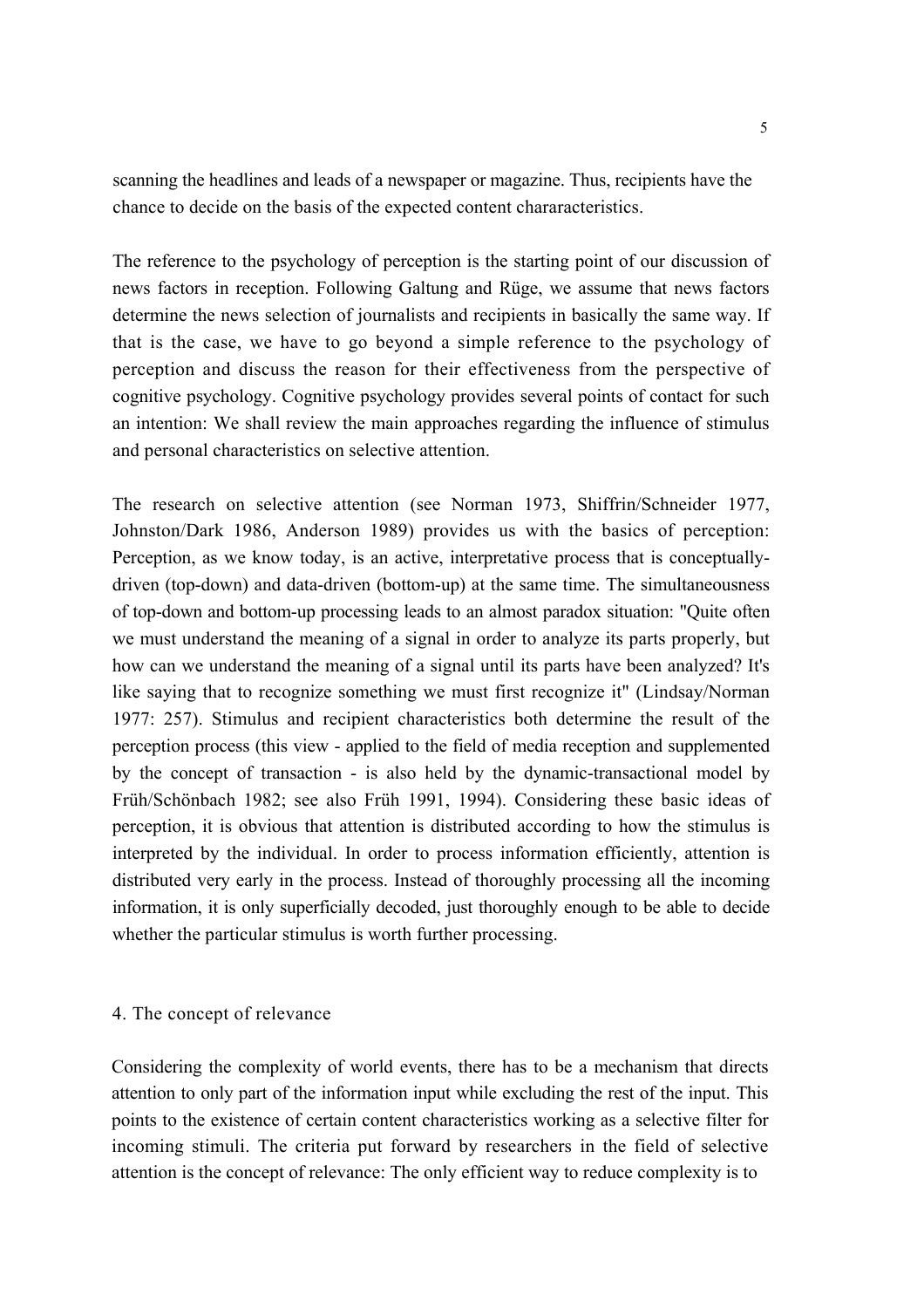scanning the headlines and leads of a newspaper or magazine. Thus, recipients have the chance to decide on the basis of the expected content chararacteristics.

The reference to the psychology of perception is the starting point of our discussion of news factors in reception. Following Galtung and Rüge, we assume that news factors determine the news selection of journalists and recipients in basically the same way. If that is the case, we have to go beyond a simple reference to the psychology of perception and discuss the reason for their effectiveness from the perspective of cognitive psychology. Cognitive psychology provides several points of contact for such an intention: We shall review the main approaches regarding the influence of stimulus and personal characteristics on selective attention.

The research on selective attention (see Norman 1973, Shiffrin/Schneider 1977, Johnston/Dark 1986, Anderson 1989) provides us with the basics of perception: Perception, as we know today, is an active, interpretative process that is conceptually-driven (top-down) and data-driven (bottom-up) at the same time. The simultaneousness of top-down and bottom-up processing leads to an almost paradox situation: "Quite often we must understand the meaning of a signal in order to analyze its parts properly, but how can we understand the meaning of a signal until its parts have been analyzed? It's like saying that to recognize something we must first recognize it" (Lindsay/Norman 1977: 257). Stimulus and recipient characteristics both determine the result of the perception process (this view - applied to the field of media reception and supplemented by the concept of transaction - is also held by the dynamic-transactional model by Früh/Schönbach 1982; see also Früh 1991, 1994). Considering these basic ideas of perception, it is obvious that attention is distributed according to how the stimulus is interpreted by the individual. In order to process information efficiently, attention is distributed very early in the process. Instead of thoroughly processing all the incoming information, it is only superficially decoded, just thoroughly enough to be able to decide whether the particular stimulus is worth further processing.

## 4. The concept of relevance

Considering the complexity of world events, there has to be a mechanism that directs attention to only part of the information input while excluding the rest of the input. This points to the existence of certain content characteristics working as a selective filter for incoming stimuli. The criteria put forward by researchers in the field of selective attention is the concept of relevance: The only efficient way to reduce complexity is to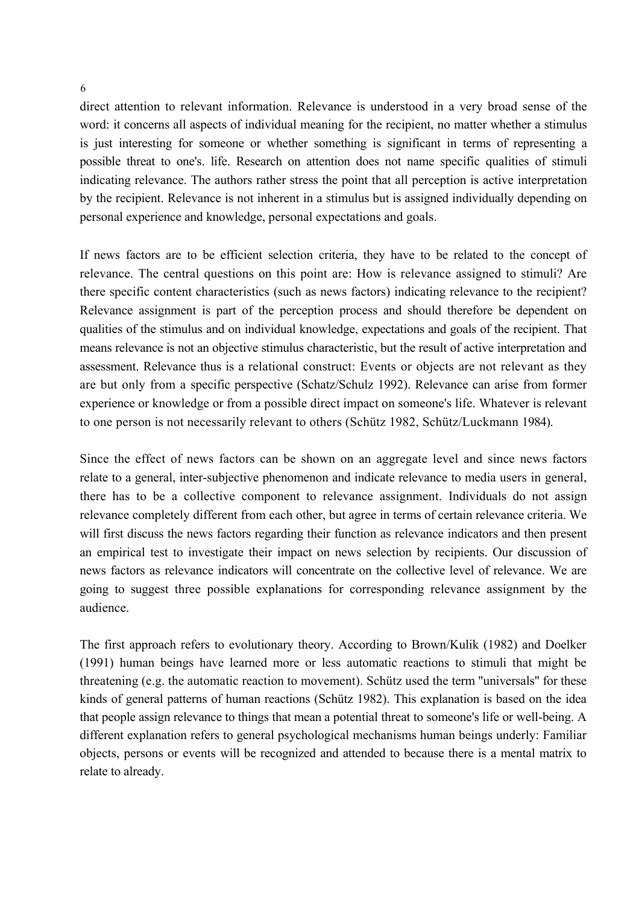direct attention to relevant information. Relevance is understood in a very broad sense of the word: it concerns all aspects of individual meaning for the recipient, no matter whether a stimulus is just interesting for someone or whether something is significant in terms of representing a possible threat to one's. life. Research on attention does not name specific qualities of stimuli indicating relevance. The authors rather stress the point that all perception is active interpretation by the recipient. Relevance is not inherent in a stimulus but is assigned individually depending on personal experience and knowledge, personal expectations and goals.

If news factors are to be efficient selection criteria, they have to be related to the concept of relevance. The central questions on this point are: How is relevance assigned to stimuli? Are there specific content characteristics (such as news factors) indicating relevance to the recipient? Relevance assignment is part of the perception process and should therefore be dependent on qualities of the stimulus and on individual knowledge, expectations and goals of the recipient. That means relevance is not an objective stimulus characteristic, but the result of active interpretation and assessment. Relevance thus is a relational construct: Events or objects are not relevant as they are but only from a specific perspective (Schatz/Schulz 1992). Relevance can arise from former experience or knowledge or from a possible direct impact on someone's life. Whatever is relevant to one person is not necessarily relevant to others (Schütz 1982, Schütz/Luckmann 1984).

Since the effect of news factors can be shown on an aggregate level and since news factors relate to a general, inter-subjective phenomenon and indicate relevance to media users in general, there has to be a collective component to relevance assignment. Individuals do not assign relevance completely different from each other, but agree in terms of certain relevance criteria. We will first discuss the news factors regarding their function as relevance indicators and then present an empirical test to investigate their impact on news selection by recipients. Our discussion of news factors as relevance indicators will concentrate on the collective level of relevance. We are going to suggest three possible explanations for corresponding relevance assignment by the audience.

The first approach refers to evolutionary theory. According to Brown/Kulik (1982) and Doelker (1991) human beings have learned more or less automatic reactions to stimuli that might be threatening (e.g. the automatic reaction to movement). Schütz used the term "universals" for these kinds of general patterns of human reactions (Schütz 1982). This explanation is based on the idea that people assign relevance to things that mean a potential threat to someone's life or well-being. A different explanation refers to general psychological mechanisms human beings underly: Familiar objects, persons or events will be recognized and attended to because there is a mental matrix to relate to already.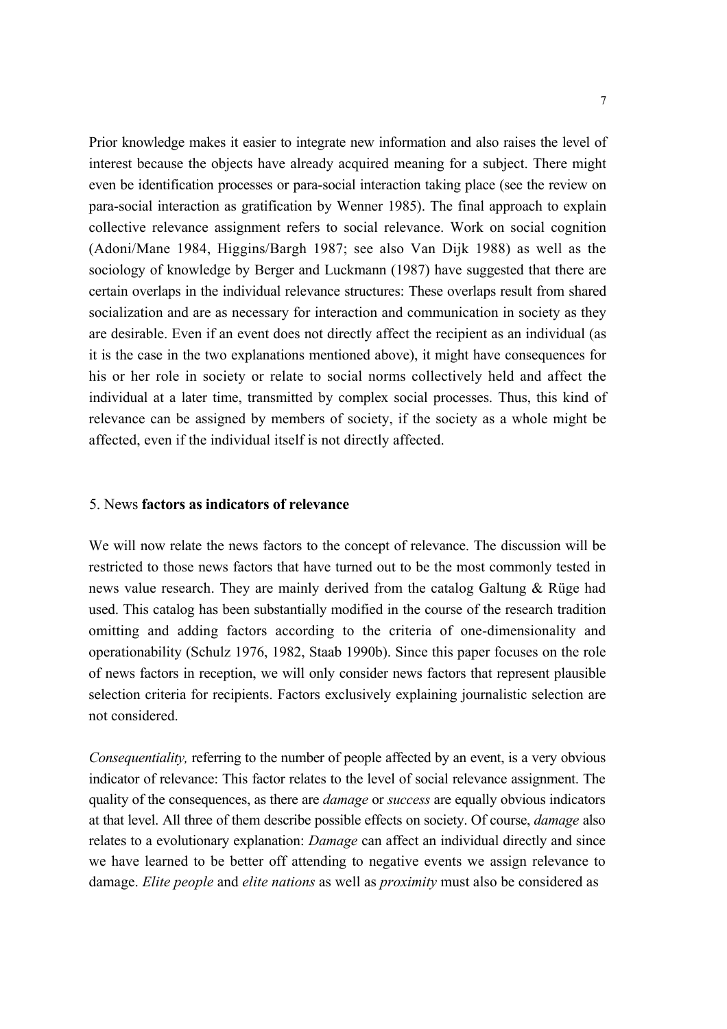Prior knowledge makes it easier to integrate new information and also raises the level of interest because the objects have already acquired meaning for a subject. There might even be identification processes or para-social interaction taking place (see the review on para-social interaction as gratification by Wenner 1985). The final approach to explain collective relevance assignment refers to social relevance. Work on social cognition (Adoni/Mane 1984, Higgins/Bargh 1987; see also Van Dijk 1988) as well as the sociology of knowledge by Berger and Luckmann (1987) have suggested that there are certain overlaps in the individual relevance structures: These overlaps result from shared socialization and are as necessary for interaction and communication in society as they are desirable. Even if an event does not directly affect the recipient as an individual (as it is the case in the two explanations mentioned above), it might have consequences for his or her role in society or relate to social norms collectively held and affect the individual at a later time, transmitted by complex social processes. Thus, this kind of relevance can be assigned by members of society, if the society as a whole might be affected, even if the individual itself is not directly affected.

## 5. News **factors as indicators of relevance**

We will now relate the news factors to the concept of relevance. The discussion will be restricted to those news factors that have turned out to be the most commonly tested in news value research. They are mainly derived from the catalog Galtung & Rüge had used. This catalog has been substantially modified in the course of the research tradition omitting and adding factors according to the criteria of one-dimensionality and operationability (Schulz 1976, 1982, Staab 1990b). Since this paper focuses on the role of news factors in reception, we will only consider news factors that represent plausible selection criteria for recipients. Factors exclusively explaining journalistic selection are not considered.

*Consequentiality,* referring to the number of people affected by an event, is a very obvious indicator of relevance: This factor relates to the level of social relevance assignment. The quality of the consequences, as there are *damage* or *success* are equally obvious indicators at that level. All three of them describe possible effects on society. Of course, *damage* also relates to a evolutionary explanation: *Damage* can affect an individual directly and since we have learned to be better off attending to negative events we assign relevance to damage. *Elite people* and *elite nations* as well as *proximity* must also be considered as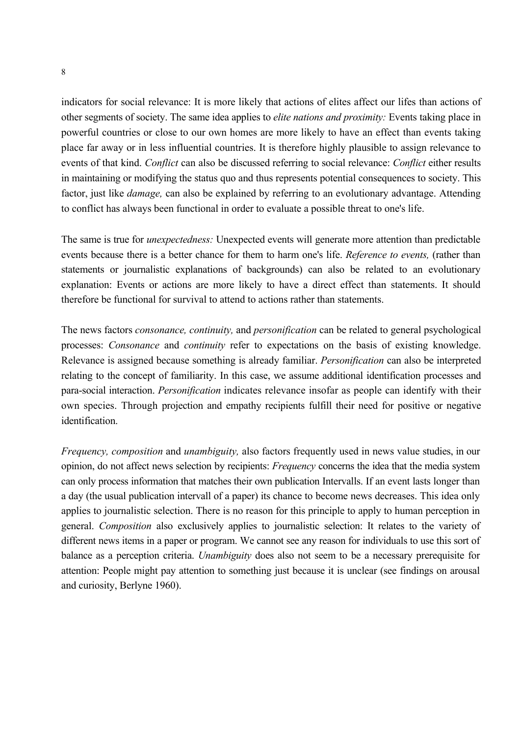indicators for social relevance: It is more likely that actions of elites affect our lifes than actions of other segments of society. The same idea applies to *elite nations and proximity:* Events taking place in powerful countries or close to our own homes are more likely to have an effect than events taking place far away or in less influential countries. It is therefore highly plausible to assign relevance to events of that kind. *Conflict* can also be discussed referring to social relevance: *Conflict* either results in maintaining or modifying the status quo and thus represents potential consequences to society. This factor, just like *damage,* can also be explained by referring to an evolutionary advantage. Attending to conflict has always been functional in order to evaluate a possible threat to one's life.

The same is true for *unexpectedness:* Unexpected events will generate more attention than predictable events because there is a better chance for them to harm one's life. *Reference to events,* (rather than statements or journalistic explanations of backgrounds) can also be related to an evolutionary explanation: Events or actions are more likely to have a direct effect than statements. It should therefore be functional for survival to attend to actions rather than statements.

The news factors *consonance, continuity,* and *personification* can be related to general psychological processes: *Consonance* and *continuity* refer to expectations on the basis of existing knowledge. Relevance is assigned because something is already familiar. *Personification* can also be interpreted relating to the concept of familiarity. In this case, we assume additional identification processes and para-social interaction. *Personification* indicates relevance insofar as people can identify with their own species. Through projection and empathy recipients fulfill their need for positive or negative identification.

*Frequency, composition* and *unambiguity,* also factors frequently used in news value studies, in our opinion, do not affect news selection by recipients: *Frequency* concerns the idea that the media system can only process information that matches their own publication Intervalls. If an event lasts longer than a day (the usual publication intervall of a paper) its chance to become news decreases. This idea only applies to journalistic selection. There is no reason for this principle to apply to human perception in general. *Composition* also exclusively applies to journalistic selection: It relates to the variety of different news items in a paper or program. We cannot see any reason for individuals to use this sort of balance as a perception criteria. *Unambiguity* does also not seem to be a necessary prerequisite for attention: People might pay attention to something just because it is unclear (see findings on arousal and curiosity, Berlyne 1960).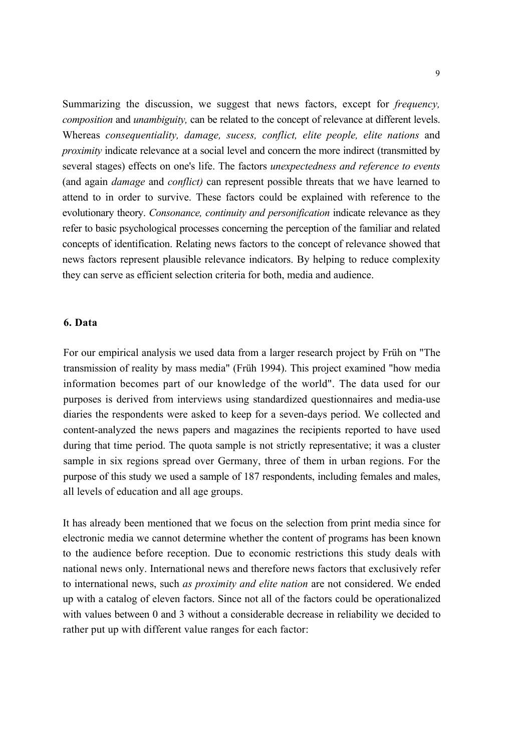Summarizing the discussion, we suggest that news factors, except for *frequency, composition* and *unambiguity,* can be related to the concept of relevance at different levels. Whereas *consequentiality, damage, sucess, conflict, elite people, elite nations* and *proximity* indicate relevance at a social level and concern the more indirect (transmitted by several stages) effects on one's life. The factors *unexpectedness and reference to events* (and again *damage* and *conflict)* can represent possible threats that we have learned to attend to in order to survive. These factors could be explained with reference to the evolutionary theory. *Consonance, continuity and personification* indicate relevance as they refer to basic psychological processes concerning the perception of the familiar and related concepts of identification. Relating news factors to the concept of relevance showed that news factors represent plausible relevance indicators. By helping to reduce complexity they can serve as efficient selection criteria for both, media and audience.

## 6. Data

For our empirical analysis we used data from a larger research project by Früh on "The transmission of reality by mass media" (Früh 1994). This project examined "how media information becomes part of our knowledge of the world". The data used for our purposes is derived from interviews using standardized questionnaires and media-use diaries the respondents were asked to keep for a seven-days period. We collected and content-analyzed the news papers and magazines the recipients reported to have used during that time period. The quota sample is not strictly representative; it was a cluster sample in six regions spread over Germany, three of them in urban regions. For the purpose of this study we used a sample of 187 respondents, including females and males, all levels of education and all age groups.

It has already been mentioned that we focus on the selection from print media since for electronic media we cannot determine whether the content of programs has been known to the audience before reception. Due to economic restrictions this study deals with national news only. International news and therefore news factors that exclusively refer to international news, such *as proximity and elite nation* are not considered. We ended up with a catalog of eleven factors. Since not all of the factors could be operationalized with values between 0 and 3 without a considerable decrease in reliability we decided to rather put up with different value ranges for each factor: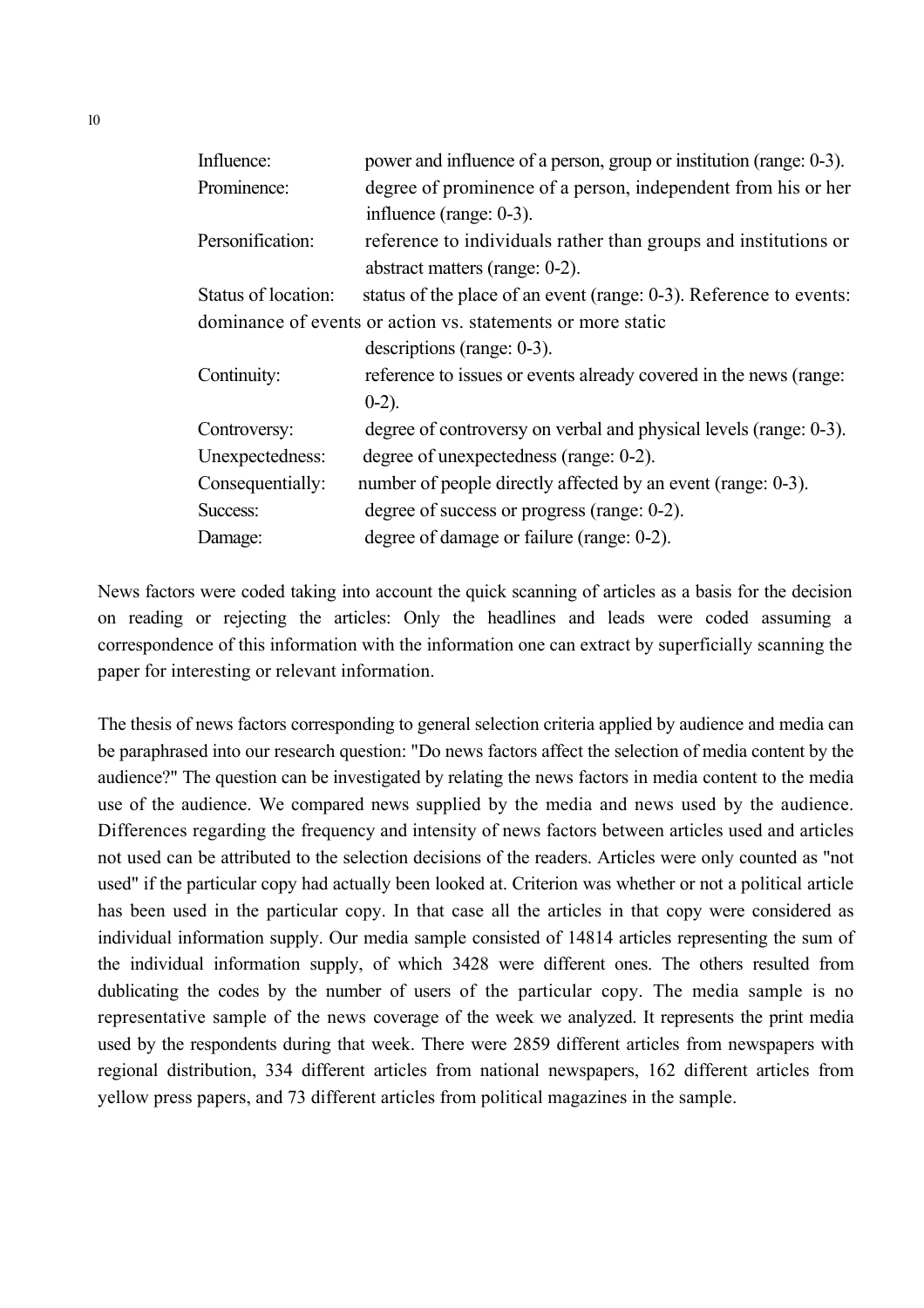Influence: power and influence of a person, group or institution (range: 0-3).
Prominence: degree of prominence of a person, independent from his or her influence (range: 0-3).
Personification: reference to individuals rather than groups and institutions or abstract matters (range: 0-2).
Status of location: status of the place of an event (range: 0-3). Reference to events: dominance of events or action vs. statements or more static descriptions (range: 0-3).
Continuity: reference to issues or events already covered in the news (range: 0-2).
Controversy: degree of controversy on verbal and physical levels (range: 0-3).
Unexpectedness: degree of unexpectedness (range: 0-2).
Consequentially: number of people directly affected by an event (range: 0-3).
Success: degree of success or progress (range: 0-2).
Damage: degree of damage or failure (range: 0-2).

News factors were coded taking into account the quick scanning of articles as a basis for the decision on reading or rejecting the articles: Only the headlines and leads were coded assuming a correspondence of this information with the information one can extract by superficially scanning the paper for interesting or relevant information.

The thesis of news factors corresponding to general selection criteria applied by audience and media can be paraphrased into our research question: "Do news factors affect the selection of media content by the audience?" The question can be investigated by relating the news factors in media content to the media use of the audience. We compared news supplied by the media and news used by the audience. Differences regarding the frequency and intensity of news factors between articles used and articles not used can be attributed to the selection decisions of the readers. Articles were only counted as "not used" if the particular copy had actually been looked at. Criterion was whether or not a political article has been used in the particular copy. In that case all the articles in that copy were considered as individual information supply. Our media sample consisted of 14814 articles representing the sum of the individual information supply, of which 3428 were different ones. The others resulted from dublicating the codes by the number of users of the particular copy. The media sample is no representative sample of the news coverage of the week we analyzed. It represents the print media used by the respondents during that week. There were 2859 different articles from newspapers with regional distribution, 334 different articles from national newspapers, 162 different articles from yellow press papers, and 73 different articles from political magazines in the sample.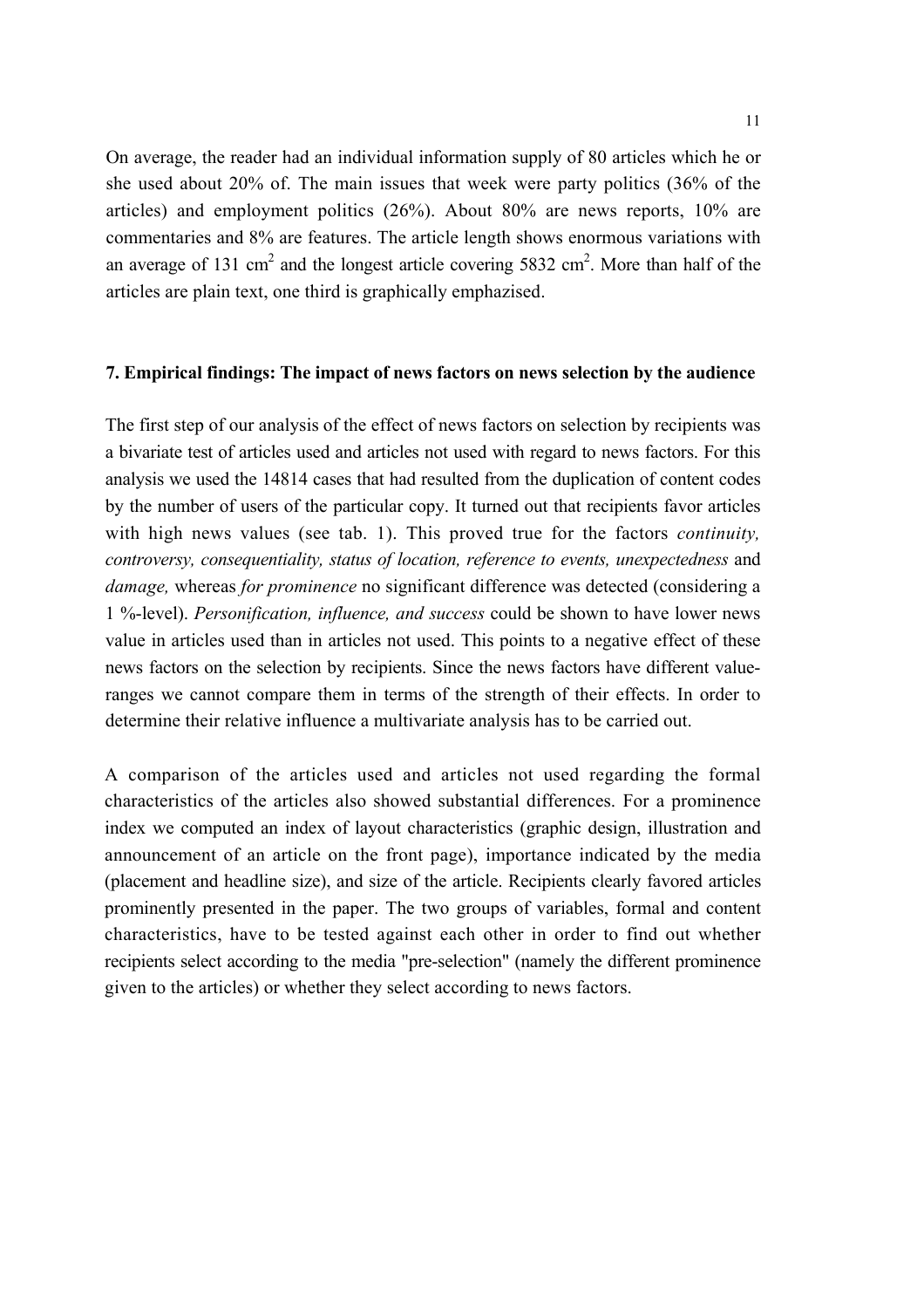On average, the reader had an individual information supply of 80 articles which he or she used about 20% of. The main issues that week were party politics (36% of the articles) and employment politics (26%). About 80% are news reports, 10% are commentaries and 8% are features. The article length shows enormous variations with an average of 131 $cm^2$ and the longest article covering 5832 $cm^2$. More than half of the articles are plain text, one third is graphically emphazised.

### 7. Empirical findings: The impact of news factors on news selection by the audience

The first step of our analysis of the effect of news factors on selection by recipients was a bivariate test of articles used and articles not used with regard to news factors. For this analysis we used the 14814 cases that had resulted from the duplication of content codes by the number of users of the particular copy. It turned out that recipients favor articles with high news values (see tab. 1). This proved true for the factors *continuity, controversy, consequentiality, status of location, reference to events, unexpectedness* and *damage,* whereas *for prominence* no significant difference was detected (considering a 1 %-level). *Personification, influence, and success* could be shown to have lower news value in articles used than in articles not used. This points to a negative effect of these news factors on the selection by recipients. Since the news factors have different value-ranges we cannot compare them in terms of the strength of their effects. In order to determine their relative influence a multivariate analysis has to be carried out.

A comparison of the articles used and articles not used regarding the formal characteristics of the articles also showed substantial differences. For a prominence index we computed an index of layout characteristics (graphic design, illustration and announcement of an article on the front page), importance indicated by the media (placement and headline size), and size of the article. Recipients clearly favored articles prominently presented in the paper. The two groups of variables, formal and content characteristics, have to be tested against each other in order to find out whether recipients select according to the media "pre-selection" (namely the different prominence given to the articles) or whether they select according to news factors.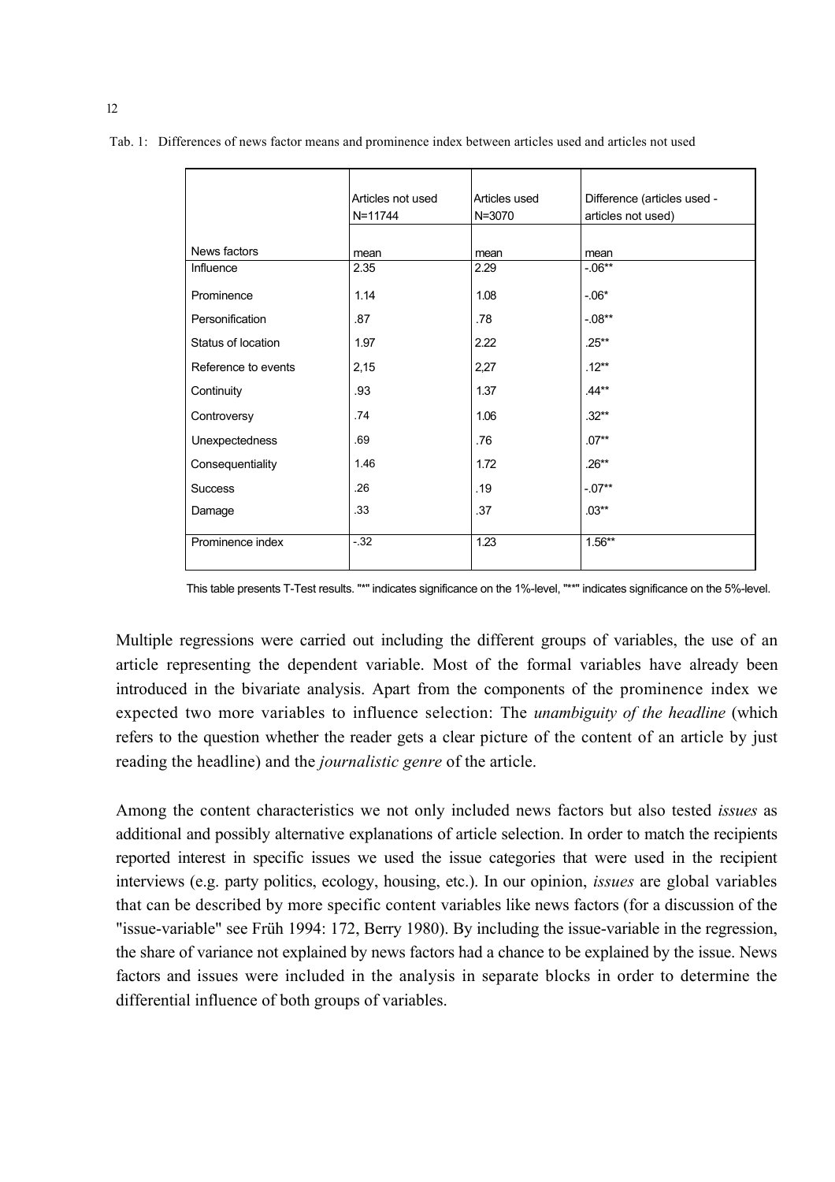Tab. 1: Differences of news factor means and prominence index between articles used and articles not used

| News factors | Articles not used N=11744 mean | Articles used N=3070 mean | Difference (articles used - articles not used) mean |
|---|---|---|---|
| Influence | 2.35 | 2.29 | -.06** |
| Prominence | 1.14 | 1.08 | -.06* |
| Personification | .87 | .78 | -.08** |
| Status of location | 1.97 | 2.22 | .25** |
| Reference to events | 2,15 | 2,27 | .12** |
| Continuity | .93 | 1.37 | .44** |
| Controversy | .74 | 1.06 | .32** |
| Unexpectedness | .69 | .76 | .07** |
| Consequentiality | 1.46 | 1.72 | .26** |
| Success | .26 | .19 | -.07** |
| Damage | .33 | .37 | .03** |
| Prominence index | -.32 | 1.23 | 1.56** |

This table presents T-Test results. "*" indicates significance on the 1%-level, "**" indicates significance on the 5%-level.

Multiple regressions were carried out including the different groups of variables, the use of an article representing the dependent variable. Most of the formal variables have already been introduced in the bivariate analysis. Apart from the components of the prominence index we expected two more variables to influence selection: The *unambiguity of the headline* (which refers to the question whether the reader gets a clear picture of the content of an article by just reading the headline) and the *journalistic genre* of the article.

Among the content characteristics we not only included news factors but also tested *issues* as additional and possibly alternative explanations of article selection. In order to match the recipients reported interest in specific issues we used the issue categories that were used in the recipient interviews (e.g. party politics, ecology, housing, etc.). In our opinion, *issues* are global variables that can be described by more specific content variables like news factors (for a discussion of the "issue-variable" see Früh 1994: 172, Berry 1980). By including the issue-variable in the regression, the share of variance not explained by news factors had a chance to be explained by the issue. News factors and issues were included in the analysis in separate blocks in order to determine the differential influence of both groups of variables.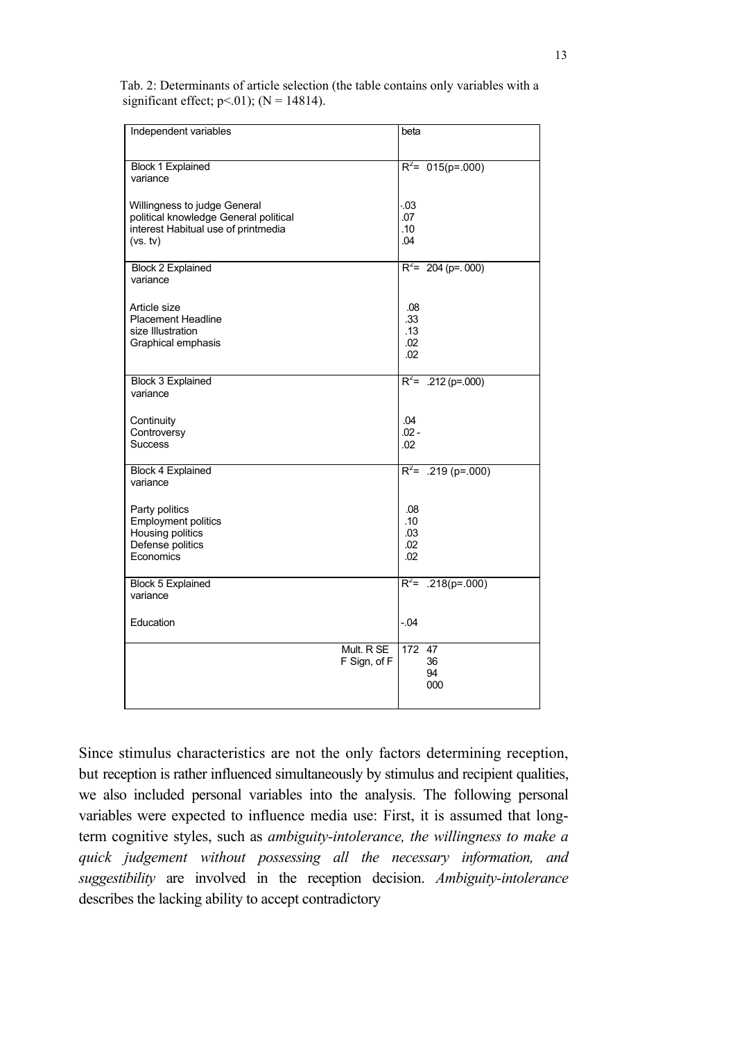Tab. 2: Determinants of article selection (the table contains only variables with a significant effect; p<.01); (N = 14814).

| Independent variables | beta |
|---|---|
| Block 1 Explained variance | $R^2$= 015(p=.000) |
| Willingness to judge General political knowledge General political interest Habitual use of printmedia (vs. tv) | -.03<br>.07<br>.10<br>.04 |
| Block 2 Explained variance | $R^2$= 204 (p=. 000) |
| Article size<br>Placement Headline<br>size Illustration<br>Graphical emphasis | .08<br>.33<br>.13<br>.02<br>.02 |
| Block 3 Explained variance | $R^2$= .212 (p=.000) |
| Continuity<br>Controversy<br>Success | .04<br>.02 -<br>.02 |
| Block 4 Explained variance | $R^2$= .219 (p=.000) |
| Party politics<br>Employment politics<br>Housing politics<br>Defense politics<br>Economics | .08<br>.10<br>.03<br>.02<br>.02 |
| Block 5 Explained variance | $R^2$= .218(p=.000) |
| Education | -.04 |
| Mult. R SE<br>F Sign, of F | 172 47<br>36<br>94<br>000 |

Since stimulus characteristics are not the only factors determining reception, but reception is rather influenced simultaneously by stimulus and recipient qualities, we also included personal variables into the analysis. The following personal variables were expected to influence media use: First, it is assumed that long-term cognitive styles, such as *ambiguity-intolerance, the willingness to make a quick judgement without possessing all the necessary information, and suggestibility* are involved in the reception decision. *Ambiguity-intolerance* describes the lacking ability to accept contradictory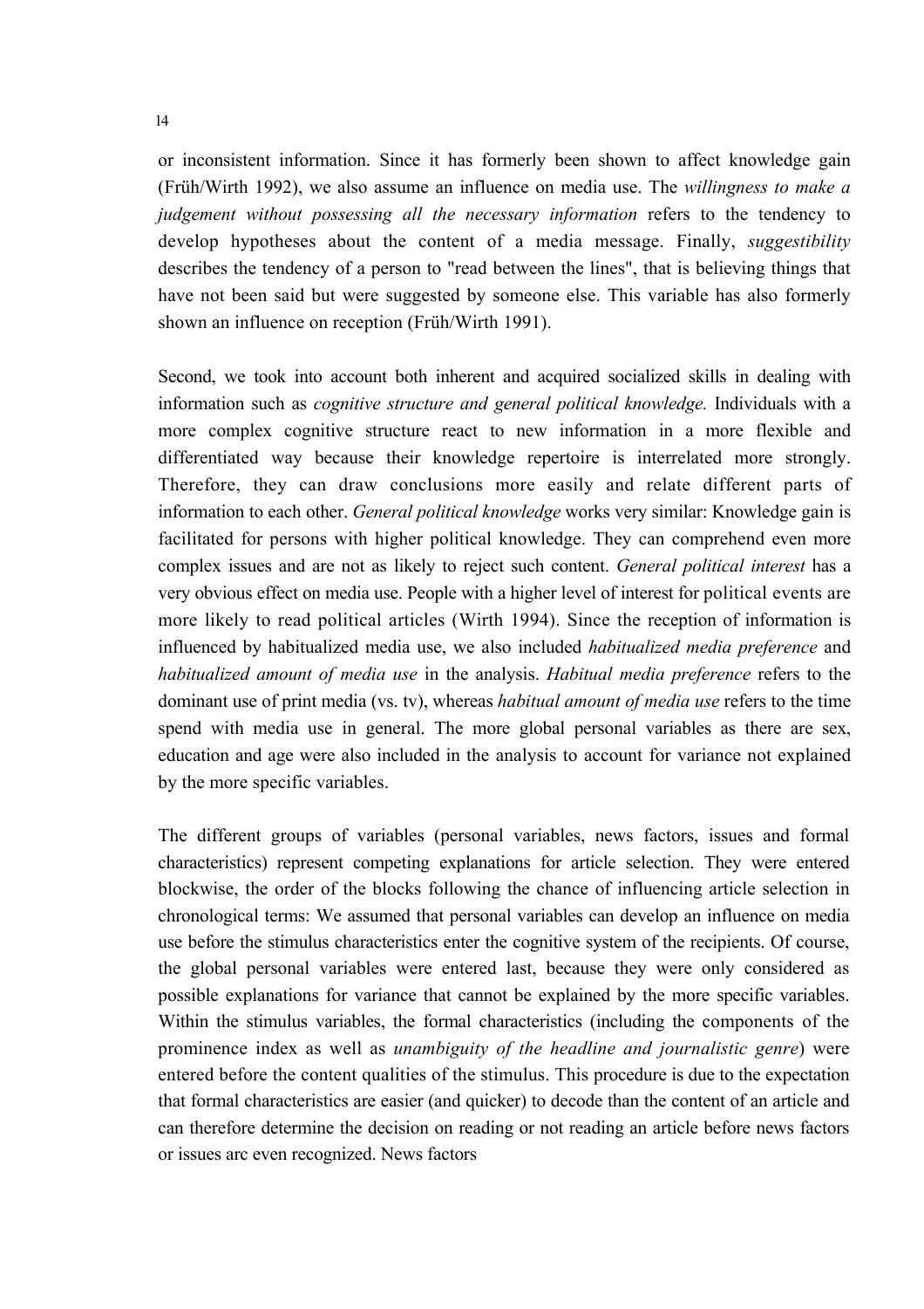or inconsistent information. Since it has formerly been shown to affect knowledge gain (Früh/Wirth 1992), we also assume an influence on media use. The *willingness to make a judgement without possessing all the necessary information* refers to the tendency to develop hypotheses about the content of a media message. Finally, *suggestibility* describes the tendency of a person to "read between the lines", that is believing things that have not been said but were suggested by someone else. This variable has also formerly shown an influence on reception (Früh/Wirth 1991).

Second, we took into account both inherent and acquired socialized skills in dealing with information such as *cognitive structure and general political knowledge.* Individuals with a more complex cognitive structure react to new information in a more flexible and differentiated way because their knowledge repertoire is interrelated more strongly. Therefore, they can draw conclusions more easily and relate different parts of information to each other. *General political knowledge* works very similar: Knowledge gain is facilitated for persons with higher political knowledge. They can comprehend even more complex issues and are not as likely to reject such content. *General political interest* has a very obvious effect on media use. People with a higher level of interest for political events are more likely to read political articles (Wirth 1994). Since the reception of information is influenced by habitualized media use, we also included *habitualized media preference* and *habitualized amount of media use* in the analysis. *Habitual media preference* refers to the dominant use of print media (vs. tv), whereas *habitual amount of media use* refers to the time spend with media use in general. The more global personal variables as there are sex, education and age were also included in the analysis to account for variance not explained by the more specific variables.

The different groups of variables (personal variables, news factors, issues and formal characteristics) represent competing explanations for article selection. They were entered blockwise, the order of the blocks following the chance of influencing article selection in chronological terms: We assumed that personal variables can develop an influence on media use before the stimulus characteristics enter the cognitive system of the recipients. Of course, the global personal variables were entered last, because they were only considered as possible explanations for variance that cannot be explained by the more specific variables. Within the stimulus variables, the formal characteristics (including the components of the prominence index as well as *unambiguity of the headline and journalistic genre*) were entered before the content qualities of the stimulus. This procedure is due to the expectation that formal characteristics are easier (and quicker) to decode than the content of an article and can therefore determine the decision on reading or not reading an article before news factors or issues arc even recognized. News factors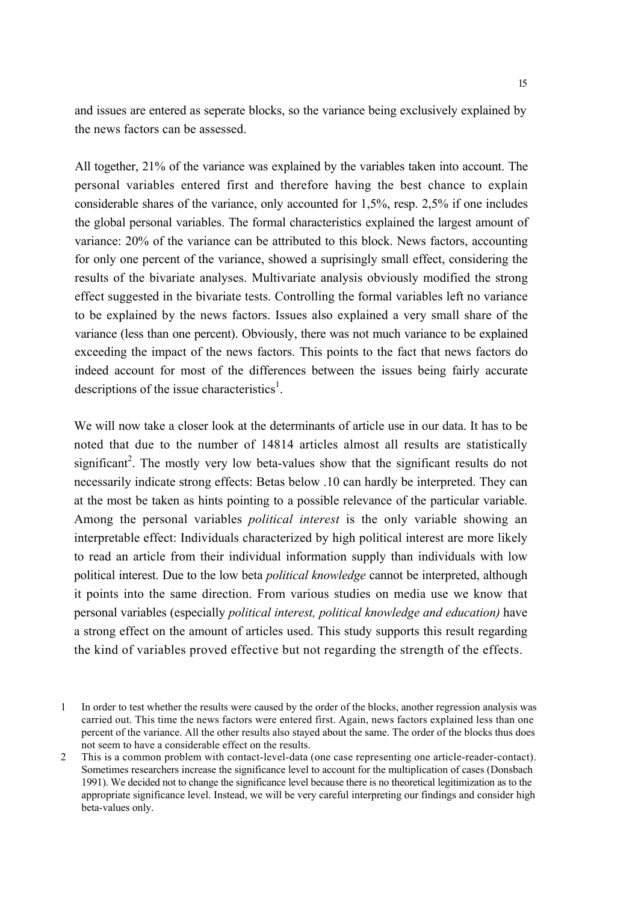and issues are entered as seperate blocks, so the variance being exclusively explained by the news factors can be assessed.

All together, 21% of the variance was explained by the variables taken into account. The personal variables entered first and therefore having the best chance to explain considerable shares of the variance, only accounted for 1,5%, resp. 2,5% if one includes the global personal variables. The formal characteristics explained the largest amount of variance: 20% of the variance can be attributed to this block. News factors, accounting for only one percent of the variance, showed a suprisingly small effect, considering the results of the bivariate analyses. Multivariate analysis obviously modified the strong effect suggested in the bivariate tests. Controlling the formal variables left no variance to be explained by the news factors. Issues also explained a very small share of the variance (less than one percent). Obviously, there was not much variance to be explained exceeding the impact of the news factors. This points to the fact that news factors do indeed account for most of the differences between the issues being fairly accurate descriptions of the issue characteristics[1].

We will now take a closer look at the determinants of article use in our data. It has to be noted that due to the number of 14814 articles almost all results are statistically significant[2]. The mostly very low beta-values show that the significant results do not necessarily indicate strong effects: Betas below .10 can hardly be interpreted. They can at the most be taken as hints pointing to a possible relevance of the particular variable. Among the personal variables *political interest* is the only variable showing an interpretable effect: Individuals characterized by high political interest are more likely to read an article from their individual information supply than individuals with low political interest. Due to the low beta *political knowledge* cannot be interpreted, although it points into the same direction. From various studies on media use we know that personal variables (especially *political interest, political knowledge and education)* have a strong effect on the amount of articles used. This study supports this result regarding the kind of variables proved effective but not regarding the strength of the effects.

1 In order to test whether the results were caused by the order of the blocks, another regression analysis was carried out. This time the news factors were entered first. Again, news factors explained less than one percent of the variance. All the other results also stayed about the same. The order of the blocks thus does not seem to have a considerable effect on the results.

2 This is a common problem with contact-level-data (one case representing one article-reader-contact). Sometimes researchers increase the significance level to account for the multiplication of cases (Donsbach 1991). We decided not to change the significance level because there is no theoretical legitimization as to the appropriate significance level. Instead, we will be very careful interpreting our findings and consider high beta-values only.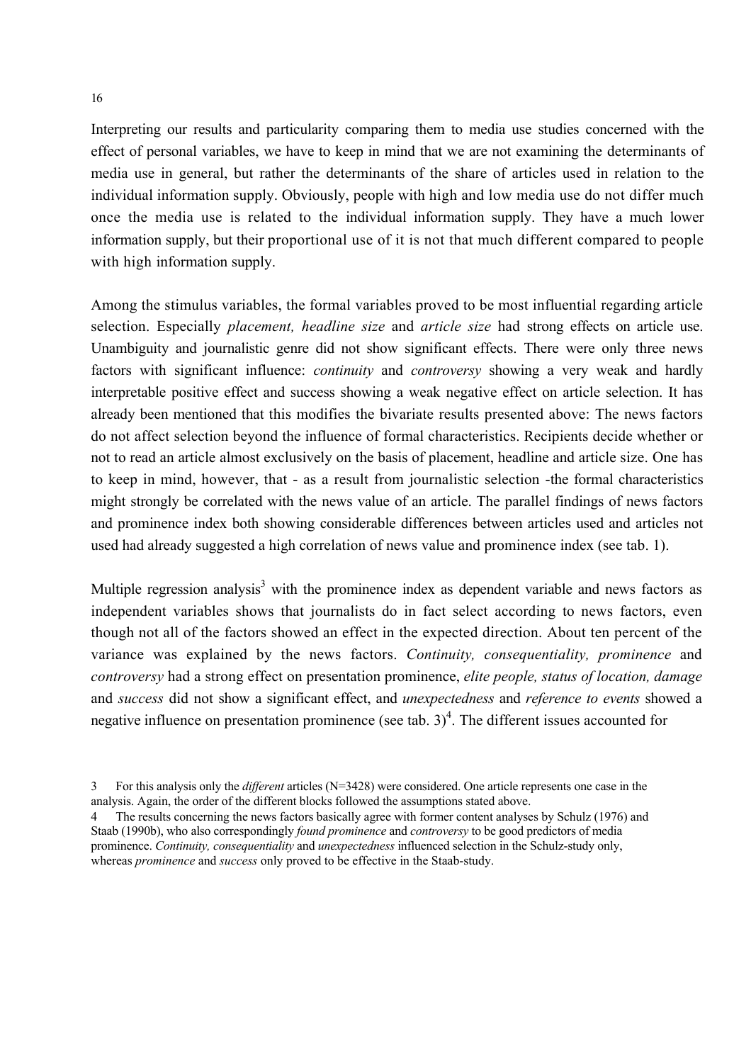Interpreting our results and particularity comparing them to media use studies concerned with the effect of personal variables, we have to keep in mind that we are not examining the determinants of media use in general, but rather the determinants of the share of articles used in relation to the individual information supply. Obviously, people with high and low media use do not differ much once the media use is related to the individual information supply. They have a much lower information supply, but their proportional use of it is not that much different compared to people with high information supply.

Among the stimulus variables, the formal variables proved to be most influential regarding article selection. Especially *placement, headline size* and *article size* had strong effects on article use. Unambiguity and journalistic genre did not show significant effects. There were only three news factors with significant influence: *continuity* and *controversy* showing a very weak and hardly interpretable positive effect and success showing a weak negative effect on article selection. It has already been mentioned that this modifies the bivariate results presented above: The news factors do not affect selection beyond the influence of formal characteristics. Recipients decide whether or not to read an article almost exclusively on the basis of placement, headline and article size. One has to keep in mind, however, that - as a result from journalistic selection -the formal characteristics might strongly be correlated with the news value of an article. The parallel findings of news factors and prominence index both showing considerable differences between articles used and articles not used had already suggested a high correlation of news value and prominence index (see tab. 1).

Multiple regression analysis[3] with the prominence index as dependent variable and news factors as independent variables shows that journalists do in fact select according to news factors, even though not all of the factors showed an effect in the expected direction. About ten percent of the variance was explained by the news factors. *Continuity, consequentiality, prominence* and *controversy* had a strong effect on presentation prominence, *elite people, status of location, damage* and *success* did not show a significant effect, and *unexpectedness* and *reference to events* showed a negative influence on presentation prominence (see tab. 3)[4]. The different issues accounted for

3 For this analysis only the *different* articles (N=3428) were considered. One article represents one case in the analysis. Again, the order of the different blocks followed the assumptions stated above.

4 The results concerning the news factors basically agree with former content analyses by Schulz (1976) and Staab (1990b), who also correspondingly *found prominence* and *controversy* to be good predictors of media prominence. *Continuity, consequentiality* and *unexpectedness* influenced selection in the Schulz-study only, whereas *prominence* and *success* only proved to be effective in the Staab-study.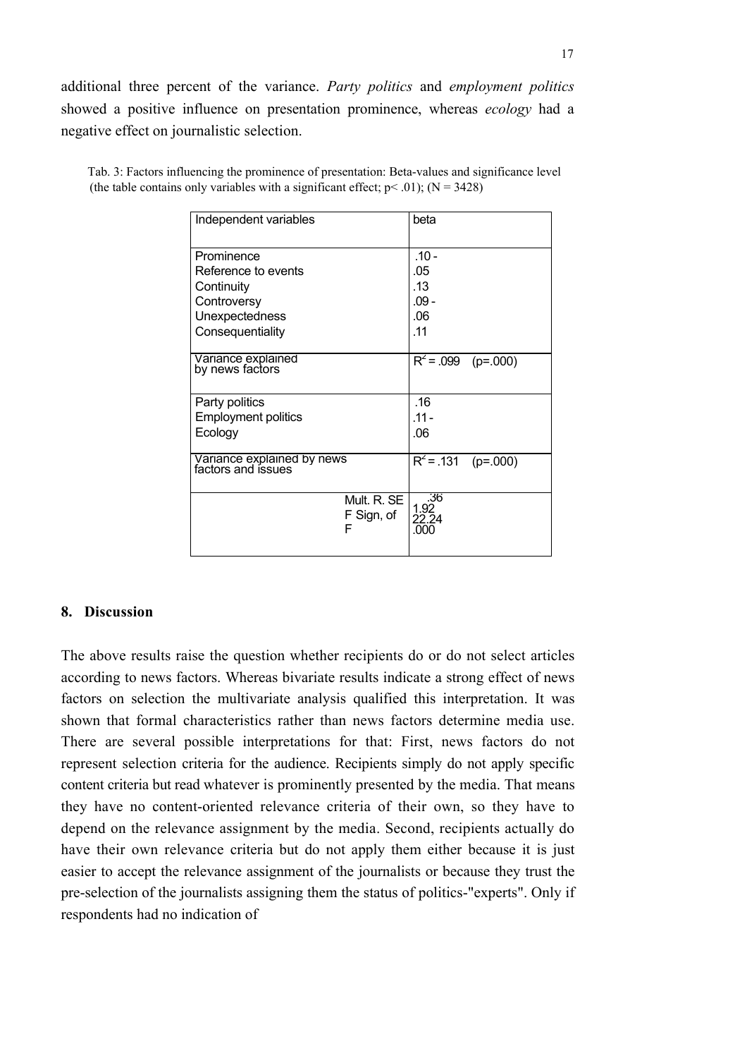additional three percent of the variance. *Party politics* and *employment politics* showed a positive influence on presentation prominence, whereas *ecology* had a negative effect on journalistic selection.

Tab. 3: Factors influencing the prominence of presentation: Beta-values and significance level (the table contains only variables with a significant effect; $p < .01$); ($N = 3428$)

| Independent variables | beta |
|---|---|
| Prominence | .10 - |
| Reference to events | .05 |
| Continuity | .13 |
| Controversy | .09 - |
| Unexpectedness | .06 |
| Consequentiality | .11 |
| Variance explained by news factors | $R^2 = .099$ (p=.000) |
| Party politics | .16 |
| Employment politics | .11 - |
| Ecology | .06 |
| Variance explained by news factors and issues | $R^2 = .131$ (p=.000) |
| Mult. R. | .36 |
| SE | 1.92 |
| F | 22.24 |
| Sign, of F | .000 |

## 8. Discussion

The above results raise the question whether recipients do or do not select articles according to news factors. Whereas bivariate results indicate a strong effect of news factors on selection the multivariate analysis qualified this interpretation. It was shown that formal characteristics rather than news factors determine media use. There are several possible interpretations for that: First, news factors do not represent selection criteria for the audience. Recipients simply do not apply specific content criteria but read whatever is prominently presented by the media. That means they have no content-oriented relevance criteria of their own, so they have to depend on the relevance assignment by the media. Second, recipients actually do have their own relevance criteria but do not apply them either because it is just easier to accept the relevance assignment of the journalists or because they trust the pre-selection of the journalists assigning them the status of politics-"experts". Only if respondents had no indication of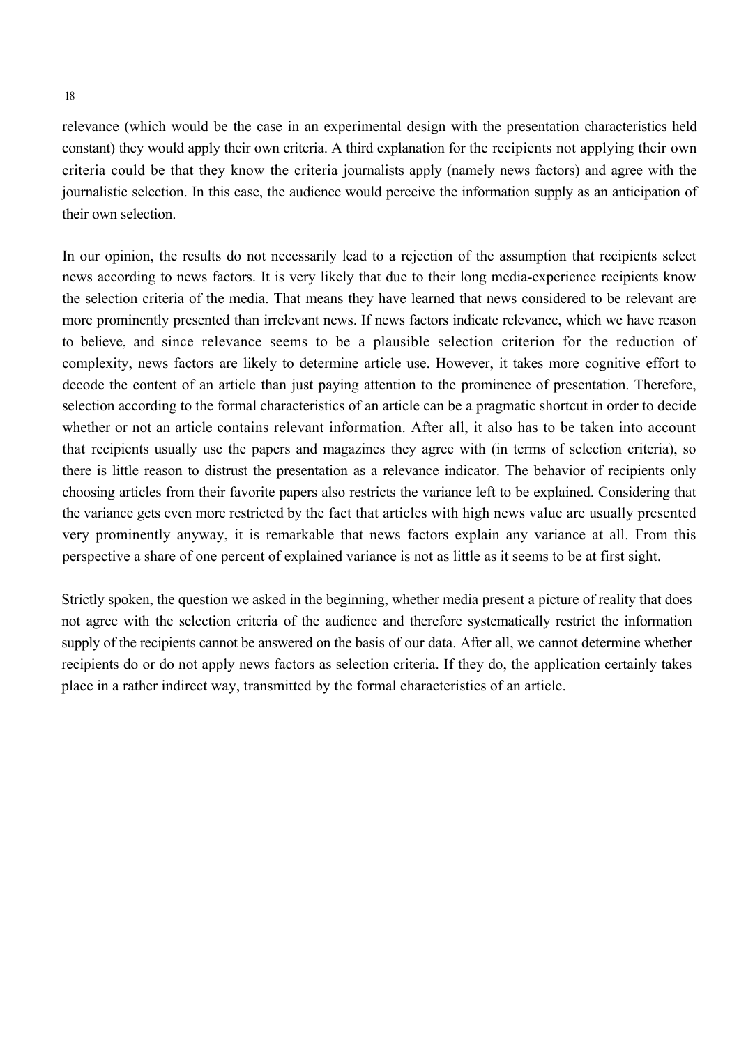relevance (which would be the case in an experimental design with the presentation characteristics held constant) they would apply their own criteria. A third explanation for the recipients not applying their own criteria could be that they know the criteria journalists apply (namely news factors) and agree with the journalistic selection. In this case, the audience would perceive the information supply as an anticipation of their own selection.

In our opinion, the results do not necessarily lead to a rejection of the assumption that recipients select news according to news factors. It is very likely that due to their long media-experience recipients know the selection criteria of the media. That means they have learned that news considered to be relevant are more prominently presented than irrelevant news. If news factors indicate relevance, which we have reason to believe, and since relevance seems to be a plausible selection criterion for the reduction of complexity, news factors are likely to determine article use. However, it takes more cognitive effort to decode the content of an article than just paying attention to the prominence of presentation. Therefore, selection according to the formal characteristics of an article can be a pragmatic shortcut in order to decide whether or not an article contains relevant information. After all, it also has to be taken into account that recipients usually use the papers and magazines they agree with (in terms of selection criteria), so there is little reason to distrust the presentation as a relevance indicator. The behavior of recipients only choosing articles from their favorite papers also restricts the variance left to be explained. Considering that the variance gets even more restricted by the fact that articles with high news value are usually presented very prominently anyway, it is remarkable that news factors explain any variance at all. From this perspective a share of one percent of explained variance is not as little as it seems to be at first sight.

Strictly spoken, the question we asked in the beginning, whether media present a picture of reality that does not agree with the selection criteria of the audience and therefore systematically restrict the information supply of the recipients cannot be answered on the basis of our data. After all, we cannot determine whether recipients do or do not apply news factors as selection criteria. If they do, the application certainly takes place in a rather indirect way, transmitted by the formal characteristics of an article.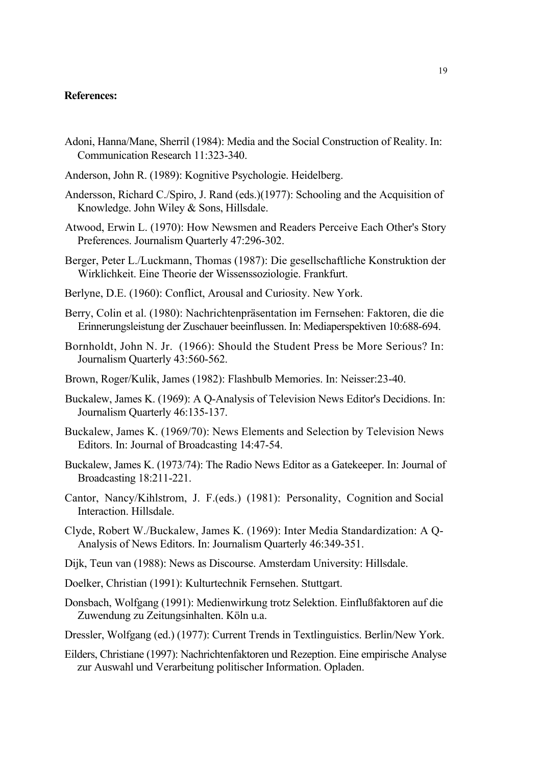**References:**

Adoni, Hanna/Mane, Sherril (1984): Media and the Social Construction of Reality. In: Communication Research 11:323-340.

Anderson, John R. (1989): Kognitive Psychologie. Heidelberg.

Andersson, Richard C./Spiro, J. Rand (eds.)(1977): Schooling and the Acquisition of Knowledge. John Wiley & Sons, Hillsdale.

Atwood, Erwin L. (1970): How Newsmen and Readers Perceive Each Other's Story Preferences. Journalism Quarterly 47:296-302.

Berger, Peter L./Luckmann, Thomas (1987): Die gesellschaftliche Konstruktion der Wirklichkeit. Eine Theorie der Wissenssoziologie. Frankfurt.

Berlyne, D.E. (1960): Conflict, Arousal and Curiosity. New York.

Berry, Colin et al. (1980): Nachrichtenpräsentation im Fernsehen: Faktoren, die die Erinnerungsleistung der Zuschauer beeinflussen. In: Mediaperspektiven 10:688-694.

Bornholdt, John N. Jr. (1966): Should the Student Press be More Serious? In: Journalism Quarterly 43:560-562.

Brown, Roger/Kulik, James (1982): Flashbulb Memories. In: Neisser:23-40.

Buckalew, James K. (1969): A Q-Analysis of Television News Editor's Decidions. In: Journalism Quarterly 46:135-137.

Buckalew, James K. (1969/70): News Elements and Selection by Television News Editors. In: Journal of Broadcasting 14:47-54.

Buckalew, James K. (1973/74): The Radio News Editor as a Gatekeeper. In: Journal of Broadcasting 18:211-221.

Cantor, Nancy/Kihlstrom, J. F.(eds.) (1981): Personality, Cognition and Social Interaction. Hillsdale.

Clyde, Robert W./Buckalew, James K. (1969): Inter Media Standardization: A Q-Analysis of News Editors. In: Journalism Quarterly 46:349-351.

Dijk, Teun van (1988): News as Discourse. Amsterdam University: Hillsdale.

Doelker, Christian (1991): Kulturtechnik Fernsehen. Stuttgart.

Donsbach, Wolfgang (1991): Medienwirkung trotz Selektion. Einflußfaktoren auf die Zuwendung zu Zeitungsinhalten. Köln u.a.

Dressler, Wolfgang (ed.) (1977): Current Trends in Textlinguistics. Berlin/New York.

Eilders, Christiane (1997): Nachrichtenfaktoren und Rezeption. Eine empirische Analyse zur Auswahl und Verarbeitung politischer Information. Opladen.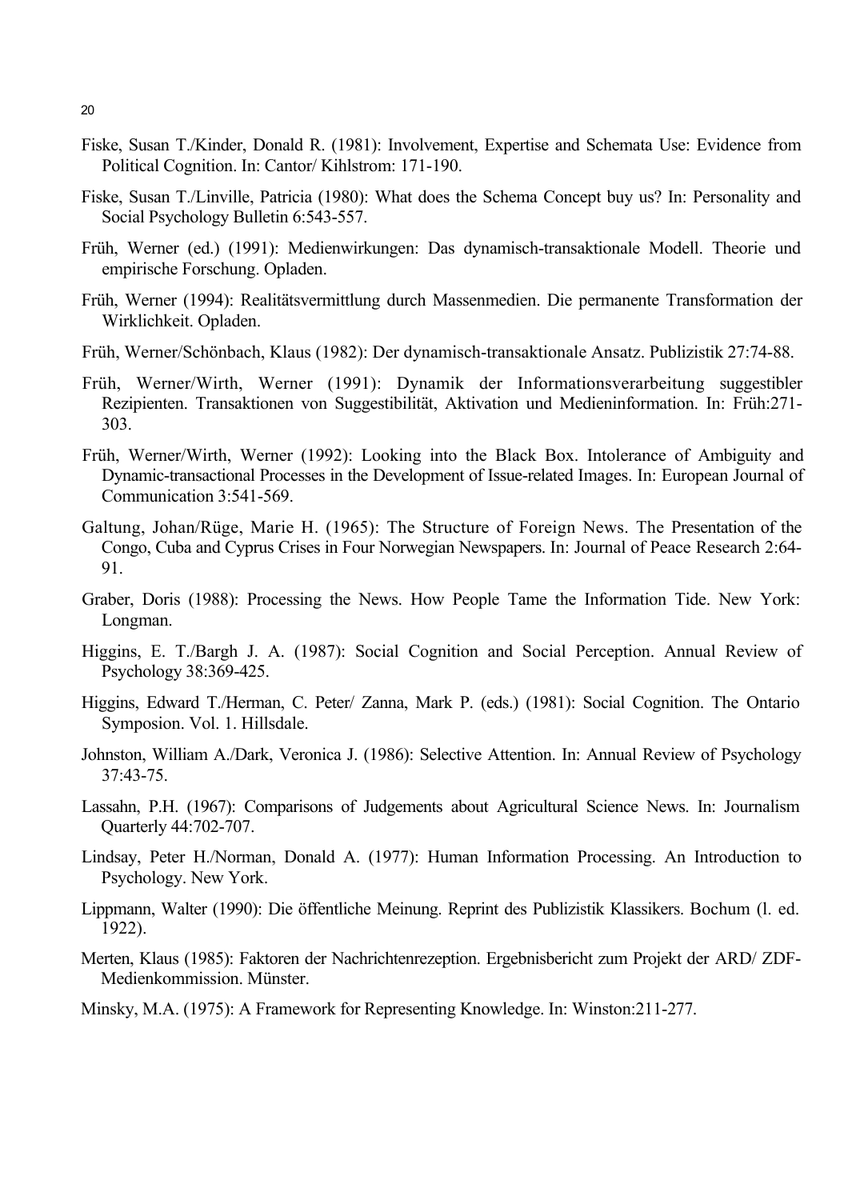Fiske, Susan T./Kinder, Donald R. (1981): Involvement, Expertise and Schemata Use: Evidence from Political Cognition. In: Cantor/ Kihlstrom: 171-190.

Fiske, Susan T./Linville, Patricia (1980): What does the Schema Concept buy us? In: Personality and Social Psychology Bulletin 6:543-557.

Früh, Werner (ed.) (1991): Medienwirkungen: Das dynamisch-transaktionale Modell. Theorie und empirische Forschung. Opladen.

Früh, Werner (1994): Realitätsvermittlung durch Massenmedien. Die permanente Transformation der Wirklichkeit. Opladen.

Früh, Werner/Schönbach, Klaus (1982): Der dynamisch-transaktionale Ansatz. Publizistik 27:74-88.

Früh, Werner/Wirth, Werner (1991): Dynamik der Informationsverarbeitung suggestibler Rezipienten. Transaktionen von Suggestibilität, Aktivation und Medieninformation. In: Früh:271-303.

Früh, Werner/Wirth, Werner (1992): Looking into the Black Box. Intolerance of Ambiguity and Dynamic-transactional Processes in the Development of Issue-related Images. In: European Journal of Communication 3:541-569.

Galtung, Johan/Rüge, Marie H. (1965): The Structure of Foreign News. The Presentation of the Congo, Cuba and Cyprus Crises in Four Norwegian Newspapers. In: Journal of Peace Research 2:64-91.

Graber, Doris (1988): Processing the News. How People Tame the Information Tide. New York: Longman.

Higgins, E. T./Bargh J. A. (1987): Social Cognition and Social Perception. Annual Review of Psychology 38:369-425.

Higgins, Edward T./Herman, C. Peter/ Zanna, Mark P. (eds.) (1981): Social Cognition. The Ontario Symposion. Vol. 1. Hillsdale.

Johnston, William A./Dark, Veronica J. (1986): Selective Attention. In: Annual Review of Psychology 37:43-75.

Lassahn, P.H. (1967): Comparisons of Judgements about Agricultural Science News. In: Journalism Quarterly 44:702-707.

Lindsay, Peter H./Norman, Donald A. (1977): Human Information Processing. An Introduction to Psychology. New York.

Lippmann, Walter (1990): Die öffentliche Meinung. Reprint des Publizistik Klassikers. Bochum (l. ed. 1922).

Merten, Klaus (1985): Faktoren der Nachrichtenrezeption. Ergebnisbericht zum Projekt der ARD/ ZDF-Medienkommission. Münster.

Minsky, M.A. (1975): A Framework for Representing Knowledge. In: Winston:211-277.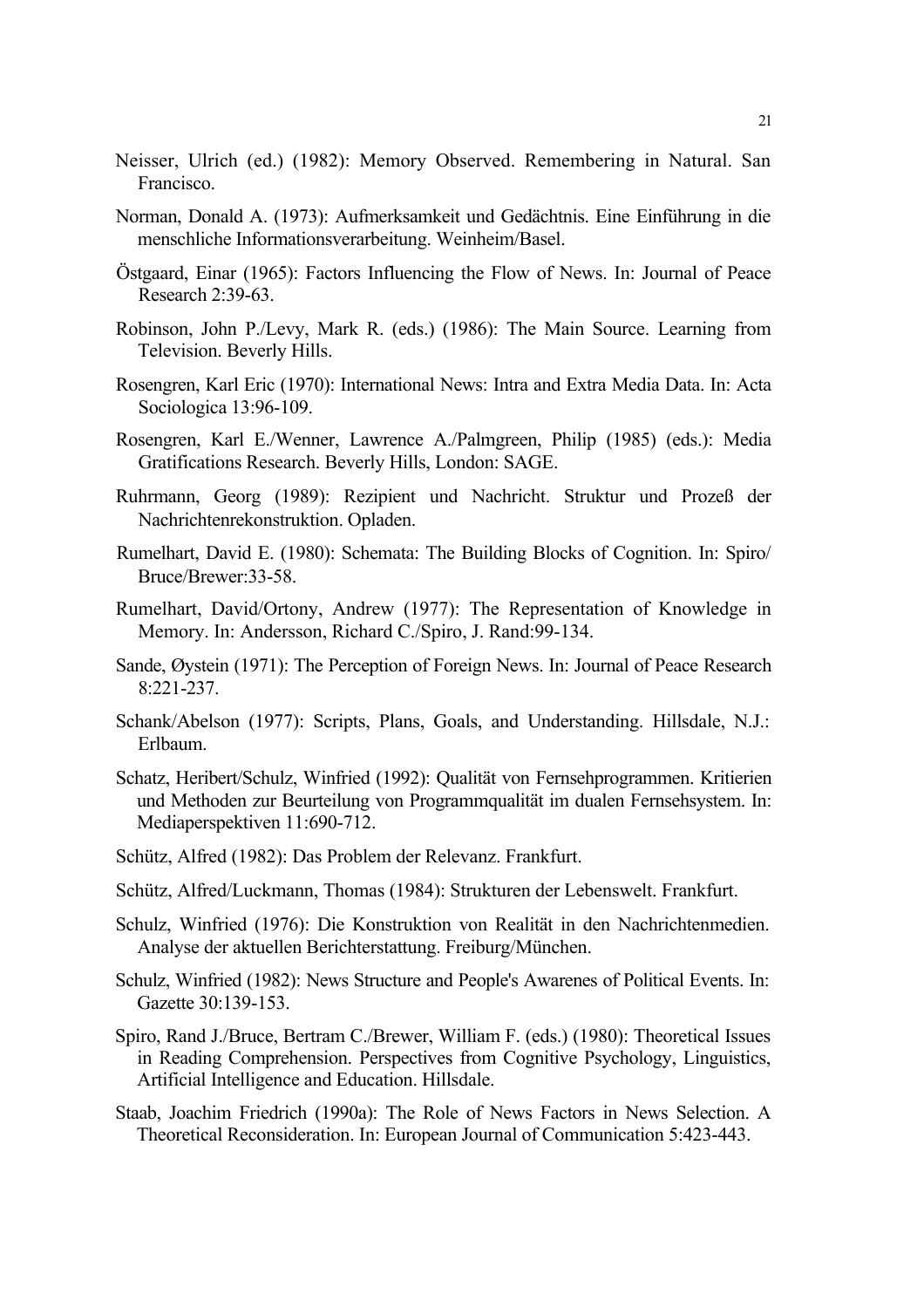Neisser, Ulrich (ed.) (1982): Memory Observed. Remembering in Natural. San Francisco.

Norman, Donald A. (1973): Aufmerksamkeit und Gedächtnis. Eine Einführung in die menschliche Informationsverarbeitung. Weinheim/Basel.

Östgaard, Einar (1965): Factors Influencing the Flow of News. In: Journal of Peace Research 2:39-63.

Robinson, John P./Levy, Mark R. (eds.) (1986): The Main Source. Learning from Television. Beverly Hills.

Rosengren, Karl Eric (1970): International News: Intra and Extra Media Data. In: Acta Sociologica 13:96-109.

Rosengren, Karl E./Wenner, Lawrence A./Palmgreen, Philip (1985) (eds.): Media Gratifications Research. Beverly Hills, London: SAGE.

Ruhrmann, Georg (1989): Rezipient und Nachricht. Struktur und Prozeß der Nachrichtenrekonstruktion. Opladen.

Rumelhart, David E. (1980): Schemata: The Building Blocks of Cognition. In: Spiro/ Bruce/Brewer:33-58.

Rumelhart, David/Ortony, Andrew (1977): The Representation of Knowledge in Memory. In: Andersson, Richard C./Spiro, J. Rand:99-134.

Sande, Øystein (1971): The Perception of Foreign News. In: Journal of Peace Research 8:221-237.

Schank/Abelson (1977): Scripts, Plans, Goals, and Understanding. Hillsdale, N.J.: Erlbaum.

Schatz, Heribert/Schulz, Winfried (1992): Qualität von Fernsehprogrammen. Kritierien und Methoden zur Beurteilung von Programmqualität im dualen Fernsehsystem. In: Mediaperspektiven 11:690-712.

Schütz, Alfred (1982): Das Problem der Relevanz. Frankfurt.

Schütz, Alfred/Luckmann, Thomas (1984): Strukturen der Lebenswelt. Frankfurt.

Schulz, Winfried (1976): Die Konstruktion von Realität in den Nachrichtenmedien. Analyse der aktuellen Berichterstattung. Freiburg/München.

Schulz, Winfried (1982): News Structure and People's Awarenes of Political Events. In: Gazette 30:139-153.

Spiro, Rand J./Bruce, Bertram C./Brewer, William F. (eds.) (1980): Theoretical Issues in Reading Comprehension. Perspectives from Cognitive Psychology, Linguistics, Artificial Intelligence and Education. Hillsdale.

Staab, Joachim Friedrich (1990a): The Role of News Factors in News Selection. A Theoretical Reconsideration. In: European Journal of Communication 5:423-443.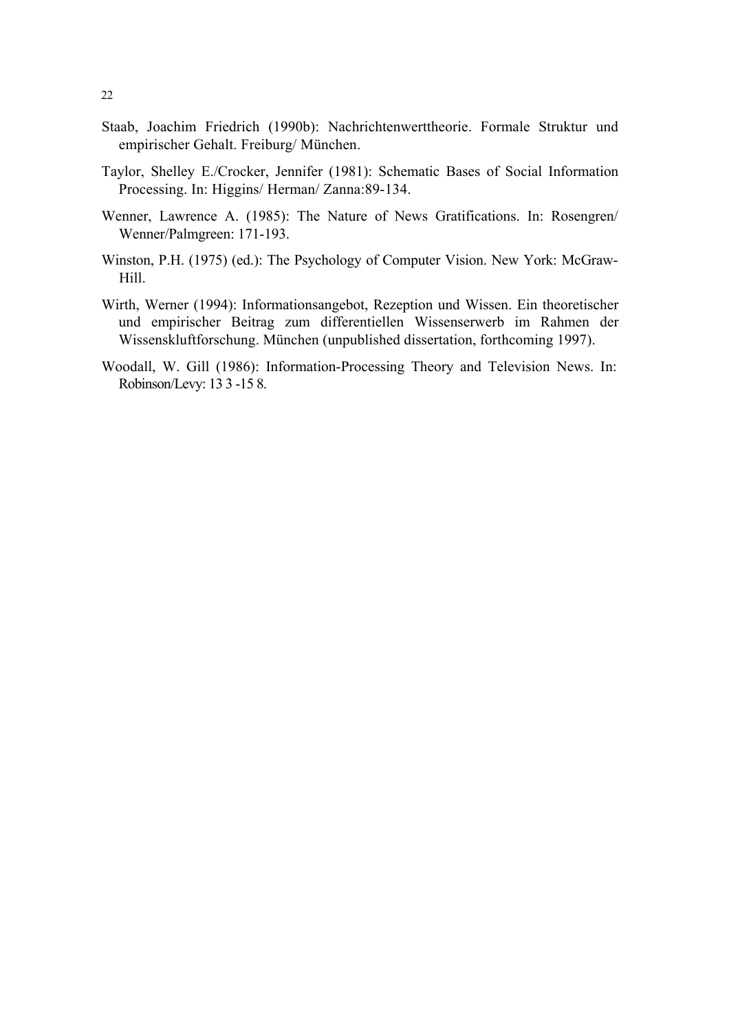Staab, Joachim Friedrich (1990b): Nachrichtenwerttheorie. Formale Struktur und empirischer Gehalt. Freiburg/ München.

Taylor, Shelley E./Crocker, Jennifer (1981): Schematic Bases of Social Information Processing. In: Higgins/ Herman/ Zanna:89-134.

Wenner, Lawrence A. (1985): The Nature of News Gratifications. In: Rosengren/ Wenner/Palmgreen: 171-193.

Winston, P.H. (1975) (ed.): The Psychology of Computer Vision. New York: McGraw-Hill.

Wirth, Werner (1994): Informationsangebot, Rezeption und Wissen. Ein theoretischer und empirischer Beitrag zum differentiellen Wissenserwerb im Rahmen der Wissenskluftforschung. München (unpublished dissertation, forthcoming 1997).

Woodall, W. Gill (1986): Information-Processing Theory and Television News. In: Robinson/Levy: 13 3 -15 8.